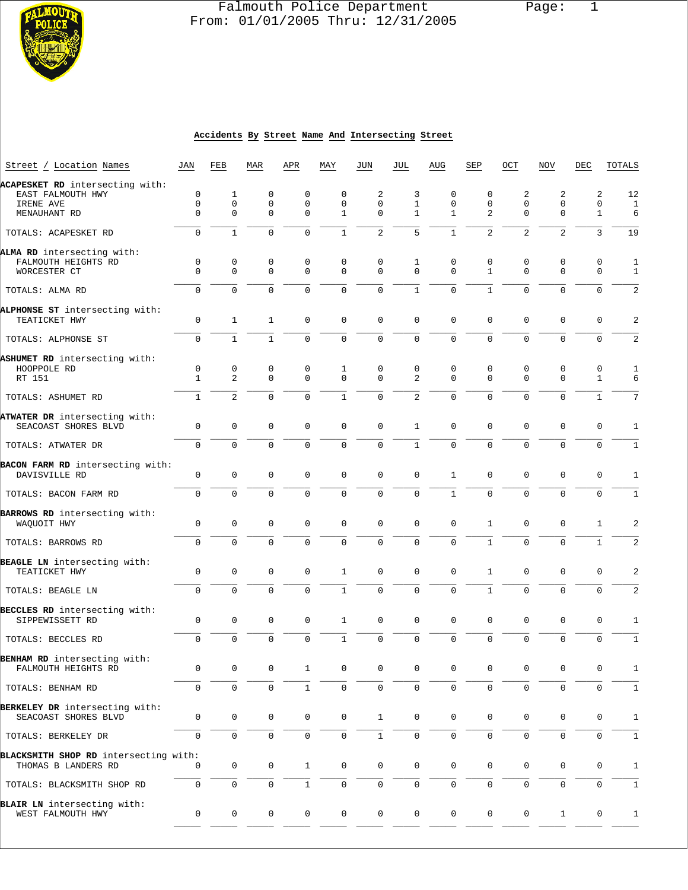# Falmouth Police Department

From: 01/01/2005 Thru: 12/31/2005

## Accidents By Street Name And Intersecting Street

| Street / Location Names | JAN | FEB | MAR | APR | MAY | JUN | JUL | AUG | SEP | OCT | NOV | DEC | TOTALS |
|---|---|---|---|---|---|---|---|---|---|---|---|---|---|
| **ACAPESKET RD** intersecting with: | | | | | | | | | | | | | |
| EAST FALMOUTH HWY | 0 | 1 | 0 | 0 | 0 | 2 | 3 | 0 | 0 | 2 | 2 | 2 | 12 |
| IRENE AVE | 0 | 0 | 0 | 0 | 0 | 0 | 1 | 0 | 0 | 0 | 0 | 0 | 1 |
| MENAUHANT RD | 0 | 0 | 0 | 0 | 1 | 0 | 1 | 1 | 2 | 0 | 0 | 1 | 6 |
| TOTALS: ACAPESKET RD | 0 | 1 | 0 | 0 | 1 | 2 | 5 | 1 | 2 | 2 | 2 | 3 | 19 |
| **ALMA RD** intersecting with: | | | | | | | | | | | | | |
| FALMOUTH HEIGHTS RD | 0 | 0 | 0 | 0 | 0 | 0 | 1 | 0 | 0 | 0 | 0 | 0 | 1 |
| WORCESTER CT | 0 | 0 | 0 | 0 | 0 | 0 | 0 | 0 | 1 | 0 | 0 | 0 | 1 |
| TOTALS: ALMA RD | 0 | 0 | 0 | 0 | 0 | 0 | 1 | 0 | 1 | 0 | 0 | 0 | 2 |
| **ALPHONSE ST** intersecting with: | | | | | | | | | | | | | |
| TEATICKET HWY | 0 | 1 | 1 | 0 | 0 | 0 | 0 | 0 | 0 | 0 | 0 | 0 | 2 |
| TOTALS: ALPHONSE ST | 0 | 1 | 1 | 0 | 0 | 0 | 0 | 0 | 0 | 0 | 0 | 0 | 2 |
| **ASHUMET RD** intersecting with: | | | | | | | | | | | | | |
| HOOPPOLE RD | 0 | 0 | 0 | 0 | 1 | 0 | 0 | 0 | 0 | 0 | 0 | 0 | 1 |
| RT 151 | 1 | 2 | 0 | 0 | 0 | 0 | 2 | 0 | 0 | 0 | 0 | 1 | 6 |
| TOTALS: ASHUMET RD | 1 | 2 | 0 | 0 | 1 | 0 | 2 | 0 | 0 | 0 | 0 | 1 | 7 |
| **ATWATER DR** intersecting with: | | | | | | | | | | | | | |
| SEACOAST SHORES BLVD | 0 | 0 | 0 | 0 | 0 | 0 | 1 | 0 | 0 | 0 | 0 | 0 | 1 |
| TOTALS: ATWATER DR | 0 | 0 | 0 | 0 | 0 | 0 | 1 | 0 | 0 | 0 | 0 | 0 | 1 |
| **BACON FARM RD** intersecting with: | | | | | | | | | | | | | |
| DAVISVILLE RD | 0 | 0 | 0 | 0 | 0 | 0 | 0 | 1 | 0 | 0 | 0 | 0 | 1 |
| TOTALS: BACON FARM RD | 0 | 0 | 0 | 0 | 0 | 0 | 0 | 1 | 0 | 0 | 0 | 0 | 1 |
| **BARROWS RD** intersecting with: | | | | | | | | | | | | | |
| WAQUOIT HWY | 0 | 0 | 0 | 0 | 0 | 0 | 0 | 0 | 1 | 0 | 0 | 1 | 2 |
| TOTALS: BARROWS RD | 0 | 0 | 0 | 0 | 0 | 0 | 0 | 0 | 1 | 0 | 0 | 1 | 2 |
| **BEAGLE LN** intersecting with: | | | | | | | | | | | | | |
| TEATICKET HWY | 0 | 0 | 0 | 0 | 1 | 0 | 0 | 0 | 1 | 0 | 0 | 0 | 2 |
| TOTALS: BEAGLE LN | 0 | 0 | 0 | 0 | 1 | 0 | 0 | 0 | 1 | 0 | 0 | 0 | 2 |
| **BECCLES RD** intersecting with: | | | | | | | | | | | | | |
| SIPPEWISSETT RD | 0 | 0 | 0 | 0 | 1 | 0 | 0 | 0 | 0 | 0 | 0 | 0 | 1 |
| TOTALS: BECCLES RD | 0 | 0 | 0 | 0 | 1 | 0 | 0 | 0 | 0 | 0 | 0 | 0 | 1 |
| **BENHAM RD** intersecting with: | | | | | | | | | | | | | |
| FALMOUTH HEIGHTS RD | 0 | 0 | 0 | 1 | 0 | 0 | 0 | 0 | 0 | 0 | 0 | 0 | 1 |
| TOTALS: BENHAM RD | 0 | 0 | 0 | 1 | 0 | 0 | 0 | 0 | 0 | 0 | 0 | 0 | 1 |
| **BERKELEY DR** intersecting with: | | | | | | | | | | | | | |
| SEACOAST SHORES BLVD | 0 | 0 | 0 | 0 | 0 | 1 | 0 | 0 | 0 | 0 | 0 | 0 | 1 |
| TOTALS: BERKELEY DR | 0 | 0 | 0 | 0 | 0 | 1 | 0 | 0 | 0 | 0 | 0 | 0 | 1 |
| **BLACKSMITH SHOP RD** intersecting with: | | | | | | | | | | | | | |
| THOMAS B LANDERS RD | 0 | 0 | 0 | 1 | 0 | 0 | 0 | 0 | 0 | 0 | 0 | 0 | 1 |
| TOTALS: BLACKSMITH SHOP RD | 0 | 0 | 0 | 1 | 0 | 0 | 0 | 0 | 0 | 0 | 0 | 0 | 1 |
| **BLAIR LN** intersecting with: | | | | | | | | | | | | | |
| WEST FALMOUTH HWY | 0 | 0 | 0 | 0 | 0 | 0 | 0 | 0 | 0 | 0 | 1 | 0 | 1 |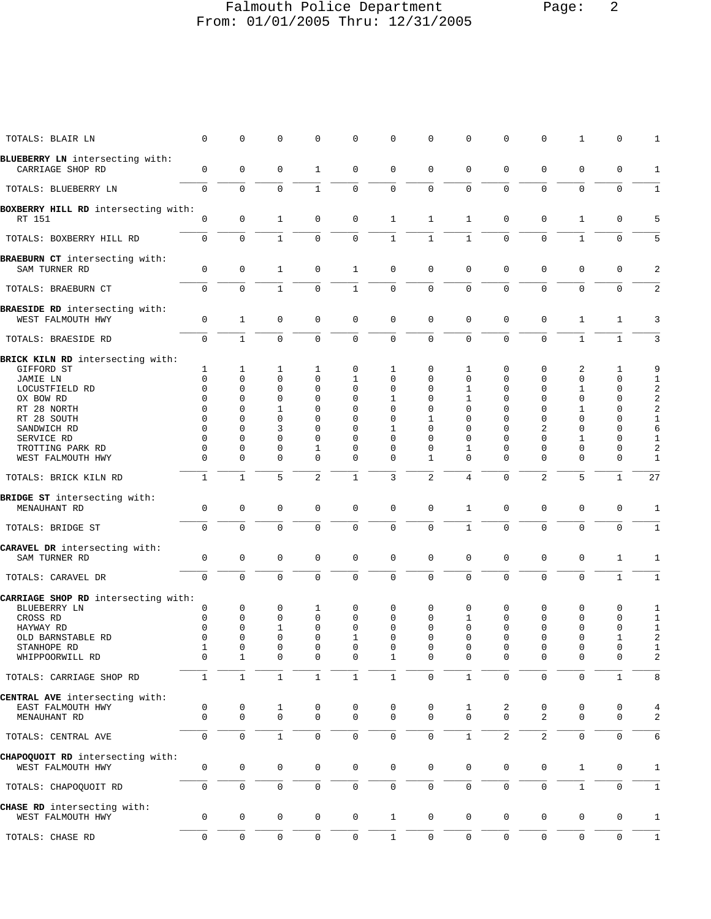Falmouth Police Department
From: 01/01/2005 Thru: 12/31/2005

| | | | | | | | | | | | | | |
|---|---|---|---|---|---|---|---|---|---|---|---|---|---|
| TOTALS: BLAIR LN | 0 | 0 | 0 | 0 | 0 | 0 | 0 | 0 | 0 | 0 | 1 | 0 | 1 |
| **BLUEBERRY LN** intersecting with: | | | | | | | | | | | | | |
| CARRIAGE SHOP RD | 0 | 0 | 0 | 1 | 0 | 0 | 0 | 0 | 0 | 0 | 0 | 0 | 1 |
| TOTALS: BLUEBERRY LN | 0 | 0 | 0 | 1 | 0 | 0 | 0 | 0 | 0 | 0 | 0 | 0 | 1 |
| **BOXBERRY HILL RD** intersecting with: | | | | | | | | | | | | | |
| RT 151 | 0 | 0 | 1 | 0 | 0 | 1 | 1 | 1 | 0 | 0 | 1 | 0 | 5 |
| TOTALS: BOXBERRY HILL RD | 0 | 0 | 1 | 0 | 0 | 1 | 1 | 1 | 0 | 0 | 1 | 0 | 5 |
| **BRAEBURN CT** intersecting with: | | | | | | | | | | | | | |
| SAM TURNER RD | 0 | 0 | 1 | 0 | 1 | 0 | 0 | 0 | 0 | 0 | 0 | 0 | 2 |
| TOTALS: BRAEBURN CT | 0 | 0 | 1 | 0 | 1 | 0 | 0 | 0 | 0 | 0 | 0 | 0 | 2 |
| **BRAESIDE RD** intersecting with: | | | | | | | | | | | | | |
| WEST FALMOUTH HWY | 0 | 1 | 0 | 0 | 0 | 0 | 0 | 0 | 0 | 0 | 1 | 1 | 3 |
| TOTALS: BRAESIDE RD | 0 | 1 | 0 | 0 | 0 | 0 | 0 | 0 | 0 | 0 | 1 | 1 | 3 |
| **BRICK KILN RD** intersecting with: | | | | | | | | | | | | | |
| GIFFORD ST | 1 | 1 | 1 | 1 | 0 | 1 | 0 | 1 | 0 | 0 | 2 | 1 | 9 |
| JAMIE LN | 0 | 0 | 0 | 0 | 1 | 0 | 0 | 0 | 0 | 0 | 0 | 0 | 1 |
| LOCUSTFIELD RD | 0 | 0 | 0 | 0 | 0 | 0 | 0 | 1 | 0 | 0 | 1 | 0 | 2 |
| OX BOW RD | 0 | 0 | 0 | 0 | 0 | 1 | 0 | 1 | 0 | 0 | 0 | 0 | 2 |
| RT 28 NORTH | 0 | 0 | 1 | 0 | 0 | 0 | 0 | 0 | 0 | 0 | 1 | 0 | 2 |
| RT 28 SOUTH | 0 | 0 | 0 | 0 | 0 | 0 | 1 | 0 | 0 | 0 | 0 | 0 | 1 |
| SANDWICH RD | 0 | 0 | 3 | 0 | 0 | 1 | 0 | 0 | 0 | 2 | 0 | 0 | 6 |
| SERVICE RD | 0 | 0 | 0 | 0 | 0 | 0 | 0 | 0 | 0 | 0 | 1 | 0 | 1 |
| TROTTING PARK RD | 0 | 0 | 0 | 1 | 0 | 0 | 0 | 1 | 0 | 0 | 0 | 0 | 2 |
| WEST FALMOUTH HWY | 0 | 0 | 0 | 0 | 0 | 0 | 1 | 0 | 0 | 0 | 0 | 0 | 1 |
| TOTALS: BRICK KILN RD | 1 | 1 | 5 | 2 | 1 | 3 | 2 | 4 | 0 | 2 | 5 | 1 | 27 |
| **BRIDGE ST** intersecting with: | | | | | | | | | | | | | |
| MENAUHANT RD | 0 | 0 | 0 | 0 | 0 | 0 | 0 | 1 | 0 | 0 | 0 | 0 | 1 |
| TOTALS: BRIDGE ST | 0 | 0 | 0 | 0 | 0 | 0 | 0 | 1 | 0 | 0 | 0 | 0 | 1 |
| **CARAVEL DR** intersecting with: | | | | | | | | | | | | | |
| SAM TURNER RD | 0 | 0 | 0 | 0 | 0 | 0 | 0 | 0 | 0 | 0 | 0 | 1 | 1 |
| TOTALS: CARAVEL DR | 0 | 0 | 0 | 0 | 0 | 0 | 0 | 0 | 0 | 0 | 0 | 1 | 1 |
| **CARRIAGE SHOP RD** intersecting with: | | | | | | | | | | | | | |
| BLUEBERRY LN | 0 | 0 | 0 | 1 | 0 | 0 | 0 | 0 | 0 | 0 | 0 | 0 | 1 |
| CROSS RD | 0 | 0 | 0 | 0 | 0 | 0 | 0 | 1 | 0 | 0 | 0 | 0 | 1 |
| HAYWAY RD | 0 | 0 | 1 | 0 | 0 | 0 | 0 | 0 | 0 | 0 | 0 | 0 | 1 |
| OLD BARNSTABLE RD | 0 | 0 | 0 | 0 | 1 | 0 | 0 | 0 | 0 | 0 | 0 | 1 | 2 |
| STANHOPE RD | 1 | 0 | 0 | 0 | 0 | 0 | 0 | 0 | 0 | 0 | 0 | 0 | 1 |
| WHIPPOORWILL RD | 0 | 1 | 0 | 0 | 0 | 1 | 0 | 0 | 0 | 0 | 0 | 0 | 2 |
| TOTALS: CARRIAGE SHOP RD | 1 | 1 | 1 | 1 | 1 | 1 | 0 | 1 | 0 | 0 | 0 | 1 | 8 |
| **CENTRAL AVE** intersecting with: | | | | | | | | | | | | | |
| EAST FALMOUTH HWY | 0 | 0 | 1 | 0 | 0 | 0 | 0 | 1 | 2 | 0 | 0 | 0 | 4 |
| MENAUHANT RD | 0 | 0 | 0 | 0 | 0 | 0 | 0 | 0 | 0 | 2 | 0 | 0 | 2 |
| TOTALS: CENTRAL AVE | 0 | 0 | 1 | 0 | 0 | 0 | 0 | 1 | 2 | 2 | 0 | 0 | 6 |
| **CHAPOQUOIT RD** intersecting with: | | | | | | | | | | | | | |
| WEST FALMOUTH HWY | 0 | 0 | 0 | 0 | 0 | 0 | 0 | 0 | 0 | 0 | 1 | 0 | 1 |
| TOTALS: CHAPOQUOIT RD | 0 | 0 | 0 | 0 | 0 | 0 | 0 | 0 | 0 | 0 | 1 | 0 | 1 |
| **CHASE RD** intersecting with: | | | | | | | | | | | | | |
| WEST FALMOUTH HWY | 0 | 0 | 0 | 0 | 0 | 1 | 0 | 0 | 0 | 0 | 0 | 0 | 1 |
| TOTALS: CHASE RD | 0 | 0 | 0 | 0 | 0 | 1 | 0 | 0 | 0 | 0 | 0 | 0 | 1 |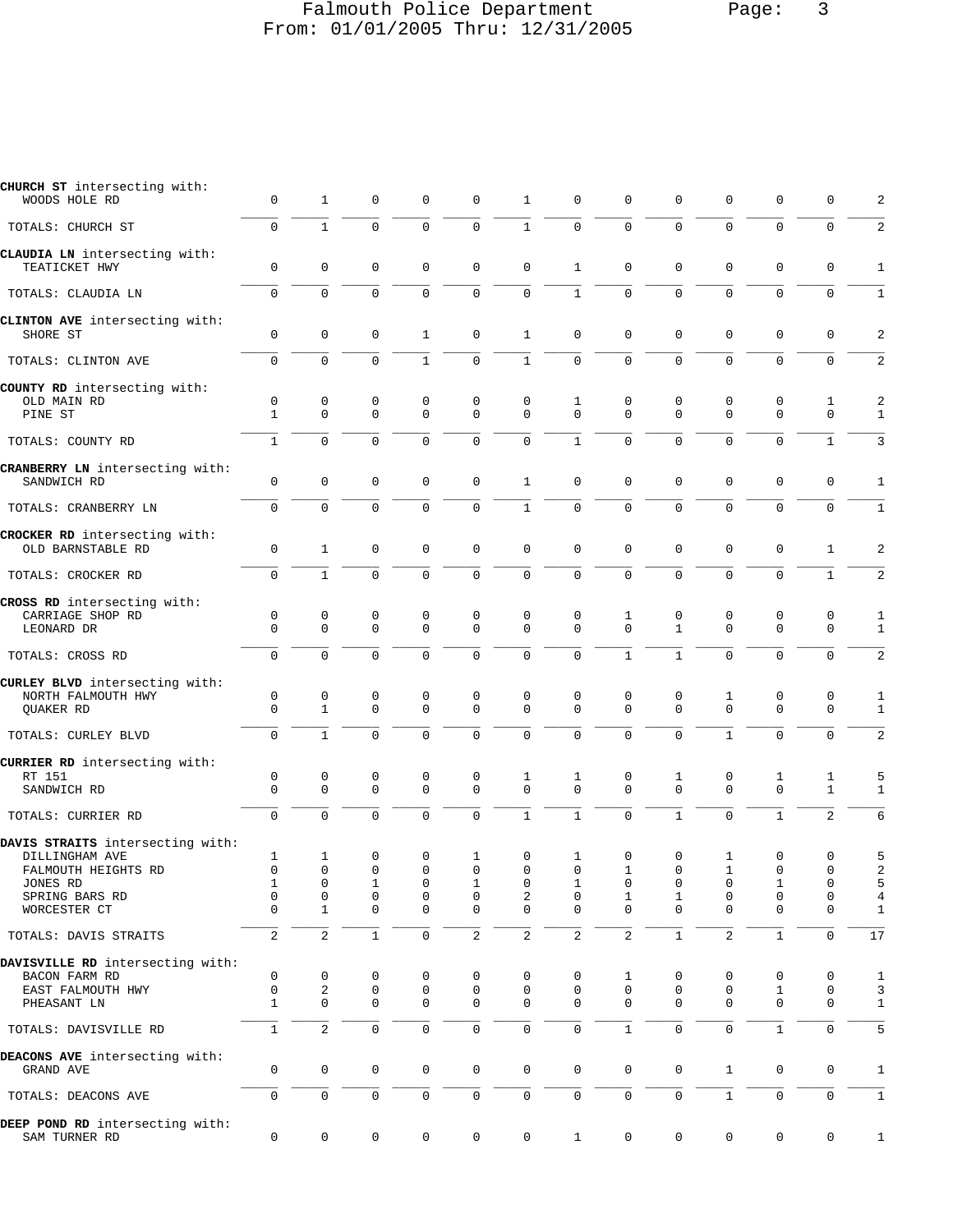| | | | | | | | | | | | | | |
|---|---|---|---|---|---|---|---|---|---|---|---|---|---|
| **CHURCH ST** intersecting with: | | | | | | | | | | | | | |
| WOODS HOLE RD | 0 | 1 | 0 | 0 | 0 | 1 | 0 | 0 | 0 | 0 | 0 | 0 | 2 |
| TOTALS: CHURCH ST | 0 | 1 | 0 | 0 | 0 | 1 | 0 | 0 | 0 | 0 | 0 | 0 | 2 |
| **CLAUDIA LN** intersecting with: | | | | | | | | | | | | | |
| TEATICKET HWY | 0 | 0 | 0 | 0 | 0 | 0 | 1 | 0 | 0 | 0 | 0 | 0 | 1 |
| TOTALS: CLAUDIA LN | 0 | 0 | 0 | 0 | 0 | 0 | 1 | 0 | 0 | 0 | 0 | 0 | 1 |
| **CLINTON AVE** intersecting with: | | | | | | | | | | | | | |
| SHORE ST | 0 | 0 | 0 | 1 | 0 | 1 | 0 | 0 | 0 | 0 | 0 | 0 | 2 |
| TOTALS: CLINTON AVE | 0 | 0 | 0 | 1 | 0 | 1 | 0 | 0 | 0 | 0 | 0 | 0 | 2 |
| **COUNTY RD** intersecting with: | | | | | | | | | | | | | |
| OLD MAIN RD | 0 | 0 | 0 | 0 | 0 | 0 | 1 | 0 | 0 | 0 | 0 | 1 | 2 |
| PINE ST | 1 | 0 | 0 | 0 | 0 | 0 | 0 | 0 | 0 | 0 | 0 | 0 | 1 |
| TOTALS: COUNTY RD | 1 | 0 | 0 | 0 | 0 | 0 | 1 | 0 | 0 | 0 | 0 | 1 | 3 |
| **CRANBERRY LN** intersecting with: | | | | | | | | | | | | | |
| SANDWICH RD | 0 | 0 | 0 | 0 | 0 | 1 | 0 | 0 | 0 | 0 | 0 | 0 | 1 |
| TOTALS: CRANBERRY LN | 0 | 0 | 0 | 0 | 0 | 1 | 0 | 0 | 0 | 0 | 0 | 0 | 1 |
| **CROCKER RD** intersecting with: | | | | | | | | | | | | | |
| OLD BARNSTABLE RD | 0 | 1 | 0 | 0 | 0 | 0 | 0 | 0 | 0 | 0 | 0 | 1 | 2 |
| TOTALS: CROCKER RD | 0 | 1 | 0 | 0 | 0 | 0 | 0 | 0 | 0 | 0 | 0 | 1 | 2 |
| **CROSS RD** intersecting with: | | | | | | | | | | | | | |
| CARRIAGE SHOP RD | 0 | 0 | 0 | 0 | 0 | 0 | 0 | 1 | 0 | 0 | 0 | 0 | 1 |
| LEONARD DR | 0 | 0 | 0 | 0 | 0 | 0 | 0 | 0 | 1 | 0 | 0 | 0 | 1 |
| TOTALS: CROSS RD | 0 | 0 | 0 | 0 | 0 | 0 | 0 | 1 | 1 | 0 | 0 | 0 | 2 |
| **CURLEY BLVD** intersecting with: | | | | | | | | | | | | | |
| NORTH FALMOUTH HWY | 0 | 0 | 0 | 0 | 0 | 0 | 0 | 0 | 0 | 1 | 0 | 0 | 1 |
| QUAKER RD | 0 | 1 | 0 | 0 | 0 | 0 | 0 | 0 | 0 | 0 | 0 | 0 | 1 |
| TOTALS: CURLEY BLVD | 0 | 1 | 0 | 0 | 0 | 0 | 0 | 0 | 0 | 1 | 0 | 0 | 2 |
| **CURRIER RD** intersecting with: | | | | | | | | | | | | | |
| RT 151 | 0 | 0 | 0 | 0 | 0 | 1 | 1 | 0 | 1 | 0 | 1 | 1 | 5 |
| SANDWICH RD | 0 | 0 | 0 | 0 | 0 | 0 | 0 | 0 | 0 | 0 | 0 | 1 | 1 |
| TOTALS: CURRIER RD | 0 | 0 | 0 | 0 | 0 | 1 | 1 | 0 | 1 | 0 | 1 | 2 | 6 |
| **DAVIS STRAITS** intersecting with: | | | | | | | | | | | | | |
| DILLINGHAM AVE | 1 | 1 | 0 | 0 | 1 | 0 | 1 | 0 | 0 | 1 | 0 | 0 | 5 |
| FALMOUTH HEIGHTS RD | 0 | 0 | 0 | 0 | 0 | 0 | 0 | 1 | 0 | 1 | 0 | 0 | 2 |
| JONES RD | 1 | 0 | 1 | 0 | 1 | 0 | 1 | 0 | 0 | 0 | 1 | 0 | 5 |
| SPRING BARS RD | 0 | 0 | 0 | 0 | 0 | 2 | 0 | 1 | 1 | 0 | 0 | 0 | 4 |
| WORCESTER CT | 0 | 1 | 0 | 0 | 0 | 0 | 0 | 0 | 0 | 0 | 0 | 0 | 1 |
| TOTALS: DAVIS STRAITS | 2 | 2 | 1 | 0 | 2 | 2 | 2 | 2 | 1 | 2 | 1 | 0 | 17 |
| **DAVISVILLE RD** intersecting with: | | | | | | | | | | | | | |
| BACON FARM RD | 0 | 0 | 0 | 0 | 0 | 0 | 0 | 1 | 0 | 0 | 0 | 0 | 1 |
| EAST FALMOUTH HWY | 0 | 2 | 0 | 0 | 0 | 0 | 0 | 0 | 0 | 0 | 1 | 0 | 3 |
| PHEASANT LN | 1 | 0 | 0 | 0 | 0 | 0 | 0 | 0 | 0 | 0 | 0 | 0 | 1 |
| TOTALS: DAVISVILLE RD | 1 | 2 | 0 | 0 | 0 | 0 | 0 | 1 | 0 | 0 | 1 | 0 | 5 |
| **DEACONS AVE** intersecting with: | | | | | | | | | | | | | |
| GRAND AVE | 0 | 0 | 0 | 0 | 0 | 0 | 0 | 0 | 0 | 1 | 0 | 0 | 1 |
| TOTALS: DEACONS AVE | 0 | 0 | 0 | 0 | 0 | 0 | 0 | 0 | 0 | 1 | 0 | 0 | 1 |
| **DEEP POND RD** intersecting with: | | | | | | | | | | | | | |
| SAM TURNER RD | 0 | 0 | 0 | 0 | 0 | 0 | 1 | 0 | 0 | 0 | 0 | 0 | 1 |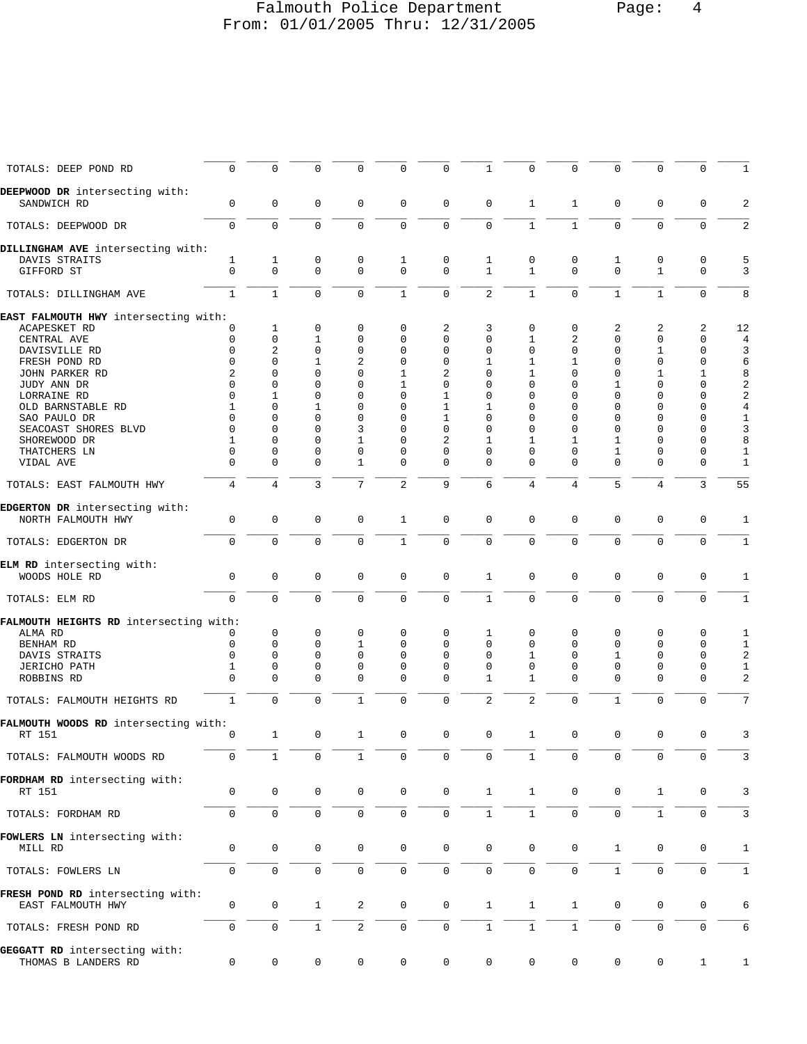Falmouth Police Department
From: 01/01/2005 Thru: 12/31/2005

| | | | | | | | | | | | | | |
|---|---|---|---|---|---|---|---|---|---|---|---|---|---|
| TOTALS: DEEP POND RD | 0 | 0 | 0 | 0 | 0 | 0 | 1 | 0 | 0 | 0 | 0 | 0 | 1 |
| **DEEPWOOD DR** intersecting with: | | | | | | | | | | | | | |
| SANDWICH RD | 0 | 0 | 0 | 0 | 0 | 0 | 0 | 1 | 1 | 0 | 0 | 0 | 2 |
| TOTALS: DEEPWOOD DR | 0 | 0 | 0 | 0 | 0 | 0 | 0 | 1 | 1 | 0 | 0 | 0 | 2 |
| **DILLINGHAM AVE** intersecting with: | | | | | | | | | | | | | |
| DAVIS STRAITS | 1 | 1 | 0 | 0 | 1 | 0 | 1 | 0 | 0 | 1 | 0 | 0 | 5 |
| GIFFORD ST | 0 | 0 | 0 | 0 | 0 | 0 | 1 | 1 | 0 | 0 | 1 | 0 | 3 |
| TOTALS: DILLINGHAM AVE | 1 | 1 | 0 | 0 | 1 | 0 | 2 | 1 | 0 | 1 | 1 | 0 | 8 |
| **EAST FALMOUTH HWY** intersecting with: | | | | | | | | | | | | | |
| ACAPESKET RD | 0 | 1 | 0 | 0 | 0 | 2 | 3 | 0 | 0 | 2 | 2 | 2 | 12 |
| CENTRAL AVE | 0 | 0 | 1 | 0 | 0 | 0 | 0 | 1 | 2 | 0 | 0 | 0 | 4 |
| DAVISVILLE RD | 0 | 2 | 0 | 0 | 0 | 0 | 0 | 0 | 0 | 0 | 1 | 0 | 3 |
| FRESH POND RD | 0 | 0 | 1 | 2 | 0 | 0 | 1 | 1 | 1 | 0 | 0 | 0 | 6 |
| JOHN PARKER RD | 2 | 0 | 0 | 0 | 1 | 2 | 0 | 1 | 0 | 0 | 1 | 1 | 8 |
| JUDY ANN DR | 0 | 0 | 0 | 0 | 1 | 0 | 0 | 0 | 0 | 1 | 0 | 0 | 2 |
| LORRAINE RD | 0 | 1 | 0 | 0 | 0 | 1 | 0 | 0 | 0 | 0 | 0 | 0 | 2 |
| OLD BARNSTABLE RD | 1 | 0 | 1 | 0 | 0 | 1 | 1 | 0 | 0 | 0 | 0 | 0 | 4 |
| SAO PAULO DR | 0 | 0 | 0 | 0 | 0 | 1 | 0 | 0 | 0 | 0 | 0 | 0 | 1 |
| SEACOAST SHORES BLVD | 0 | 0 | 0 | 3 | 0 | 0 | 0 | 0 | 0 | 0 | 0 | 0 | 3 |
| SHOREWOOD DR | 1 | 0 | 0 | 1 | 0 | 2 | 1 | 1 | 1 | 1 | 0 | 0 | 8 |
| THATCHERS LN | 0 | 0 | 0 | 0 | 0 | 0 | 0 | 0 | 0 | 1 | 0 | 0 | 1 |
| VIDAL AVE | 0 | 0 | 0 | 1 | 0 | 0 | 0 | 0 | 0 | 0 | 0 | 0 | 1 |
| TOTALS: EAST FALMOUTH HWY | 4 | 4 | 3 | 7 | 2 | 9 | 6 | 4 | 4 | 5 | 4 | 3 | 55 |
| **EDGERTON DR** intersecting with: | | | | | | | | | | | | | |
| NORTH FALMOUTH HWY | 0 | 0 | 0 | 0 | 1 | 0 | 0 | 0 | 0 | 0 | 0 | 0 | 1 |
| TOTALS: EDGERTON DR | 0 | 0 | 0 | 0 | 1 | 0 | 0 | 0 | 0 | 0 | 0 | 0 | 1 |
| **ELM RD** intersecting with: | | | | | | | | | | | | | |
| WOODS HOLE RD | 0 | 0 | 0 | 0 | 0 | 0 | 1 | 0 | 0 | 0 | 0 | 0 | 1 |
| TOTALS: ELM RD | 0 | 0 | 0 | 0 | 0 | 0 | 1 | 0 | 0 | 0 | 0 | 0 | 1 |
| **FALMOUTH HEIGHTS RD** intersecting with: | | | | | | | | | | | | | |
| ALMA RD | 0 | 0 | 0 | 0 | 0 | 0 | 1 | 0 | 0 | 0 | 0 | 0 | 1 |
| BENHAM RD | 0 | 0 | 0 | 1 | 0 | 0 | 0 | 0 | 0 | 0 | 0 | 0 | 1 |
| DAVIS STRAITS | 0 | 0 | 0 | 0 | 0 | 0 | 0 | 1 | 0 | 1 | 0 | 0 | 2 |
| JERICHO PATH | 1 | 0 | 0 | 0 | 0 | 0 | 0 | 0 | 0 | 0 | 0 | 0 | 1 |
| ROBBINS RD | 0 | 0 | 0 | 0 | 0 | 0 | 1 | 1 | 0 | 0 | 0 | 0 | 2 |
| TOTALS: FALMOUTH HEIGHTS RD | 1 | 0 | 0 | 1 | 0 | 0 | 2 | 2 | 0 | 1 | 0 | 0 | 7 |
| **FALMOUTH WOODS RD** intersecting with: | | | | | | | | | | | | | |
| RT 151 | 0 | 1 | 0 | 1 | 0 | 0 | 0 | 1 | 0 | 0 | 0 | 0 | 3 |
| TOTALS: FALMOUTH WOODS RD | 0 | 1 | 0 | 1 | 0 | 0 | 0 | 1 | 0 | 0 | 0 | 0 | 3 |
| **FORDHAM RD** intersecting with: | | | | | | | | | | | | | |
| RT 151 | 0 | 0 | 0 | 0 | 0 | 0 | 1 | 1 | 0 | 0 | 1 | 0 | 3 |
| TOTALS: FORDHAM RD | 0 | 0 | 0 | 0 | 0 | 0 | 1 | 1 | 0 | 0 | 1 | 0 | 3 |
| **FOWLERS LN** intersecting with: | | | | | | | | | | | | | |
| MILL RD | 0 | 0 | 0 | 0 | 0 | 0 | 0 | 0 | 0 | 1 | 0 | 0 | 1 |
| TOTALS: FOWLERS LN | 0 | 0 | 0 | 0 | 0 | 0 | 0 | 0 | 0 | 1 | 0 | 0 | 1 |
| **FRESH POND RD** intersecting with: | | | | | | | | | | | | | |
| EAST FALMOUTH HWY | 0 | 0 | 1 | 2 | 0 | 0 | 1 | 1 | 1 | 0 | 0 | 0 | 6 |
| TOTALS: FRESH POND RD | 0 | 0 | 1 | 2 | 0 | 0 | 1 | 1 | 1 | 0 | 0 | 0 | 6 |
| **GEGGATT RD** intersecting with: | | | | | | | | | | | | | |
| THOMAS B LANDERS RD | 0 | 0 | 0 | 0 | 0 | 0 | 0 | 0 | 0 | 0 | 0 | 1 | 1 |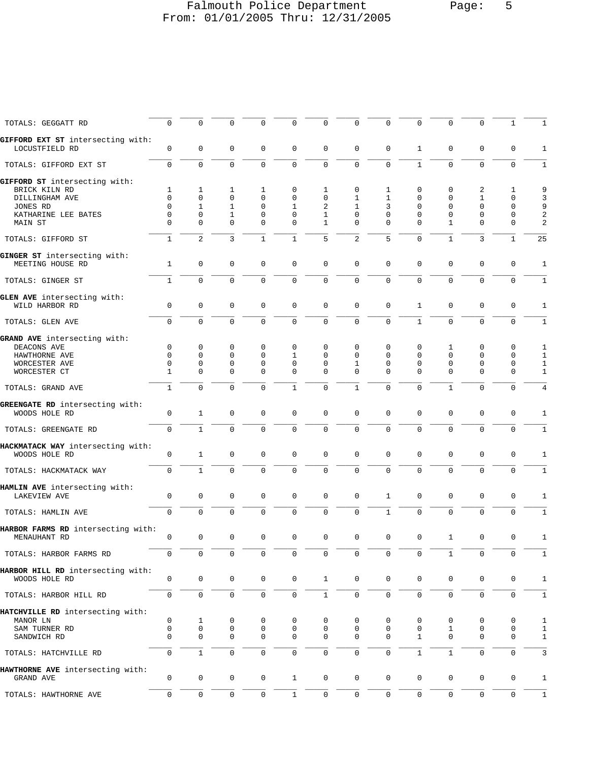Falmouth Police Department
From: 01/01/2005 Thru: 12/31/2005

| | | | | | | | | | | | | | |
|---|---|---|---|---|---|---|---|---|---|---|---|---|---|
| TOTALS: GEGGATT RD | 0 | 0 | 0 | 0 | 0 | 0 | 0 | 0 | 0 | 0 | 0 | 1 | 1 |
| **GIFFORD EXT ST** intersecting with: | | | | | | | | | | | | | |
| LOCUSTFIELD RD | 0 | 0 | 0 | 0 | 0 | 0 | 0 | 0 | 1 | 0 | 0 | 0 | 1 |
| TOTALS: GIFFORD EXT ST | 0 | 0 | 0 | 0 | 0 | 0 | 0 | 0 | 1 | 0 | 0 | 0 | 1 |
| **GIFFORD ST** intersecting with: | | | | | | | | | | | | | |
| BRICK KILN RD | 1 | 1 | 1 | 1 | 0 | 1 | 0 | 1 | 0 | 0 | 2 | 1 | 9 |
| DILLINGHAM AVE | 0 | 0 | 0 | 0 | 0 | 0 | 1 | 1 | 0 | 0 | 1 | 0 | 3 |
| JONES RD | 0 | 1 | 1 | 0 | 1 | 2 | 1 | 3 | 0 | 0 | 0 | 0 | 9 |
| KATHARINE LEE BATES | 0 | 0 | 1 | 0 | 0 | 1 | 0 | 0 | 0 | 0 | 0 | 0 | 2 |
| MAIN ST | 0 | 0 | 0 | 0 | 0 | 1 | 0 | 0 | 0 | 1 | 0 | 0 | 2 |
| TOTALS: GIFFORD ST | 1 | 2 | 3 | 1 | 1 | 5 | 2 | 5 | 0 | 1 | 3 | 1 | 25 |
| **GINGER ST** intersecting with: | | | | | | | | | | | | | |
| MEETING HOUSE RD | 1 | 0 | 0 | 0 | 0 | 0 | 0 | 0 | 0 | 0 | 0 | 0 | 1 |
| TOTALS: GINGER ST | 1 | 0 | 0 | 0 | 0 | 0 | 0 | 0 | 0 | 0 | 0 | 0 | 1 |
| **GLEN AVE** intersecting with: | | | | | | | | | | | | | |
| WILD HARBOR RD | 0 | 0 | 0 | 0 | 0 | 0 | 0 | 0 | 1 | 0 | 0 | 0 | 1 |
| TOTALS: GLEN AVE | 0 | 0 | 0 | 0 | 0 | 0 | 0 | 0 | 1 | 0 | 0 | 0 | 1 |
| **GRAND AVE** intersecting with: | | | | | | | | | | | | | |
| DEACONS AVE | 0 | 0 | 0 | 0 | 0 | 0 | 0 | 0 | 0 | 1 | 0 | 0 | 1 |
| HAWTHORNE AVE | 0 | 0 | 0 | 0 | 1 | 0 | 0 | 0 | 0 | 0 | 0 | 0 | 1 |
| WORCESTER AVE | 0 | 0 | 0 | 0 | 0 | 0 | 1 | 0 | 0 | 0 | 0 | 0 | 1 |
| WORCESTER CT | 1 | 0 | 0 | 0 | 0 | 0 | 0 | 0 | 0 | 0 | 0 | 0 | 1 |
| TOTALS: GRAND AVE | 1 | 0 | 0 | 0 | 1 | 0 | 1 | 0 | 0 | 1 | 0 | 0 | 4 |
| **GREENGATE RD** intersecting with: | | | | | | | | | | | | | |
| WOODS HOLE RD | 0 | 1 | 0 | 0 | 0 | 0 | 0 | 0 | 0 | 0 | 0 | 0 | 1 |
| TOTALS: GREENGATE RD | 0 | 1 | 0 | 0 | 0 | 0 | 0 | 0 | 0 | 0 | 0 | 0 | 1 |
| **HACKMATACK WAY** intersecting with: | | | | | | | | | | | | | |
| WOODS HOLE RD | 0 | 1 | 0 | 0 | 0 | 0 | 0 | 0 | 0 | 0 | 0 | 0 | 1 |
| TOTALS: HACKMATACK WAY | 0 | 1 | 0 | 0 | 0 | 0 | 0 | 0 | 0 | 0 | 0 | 0 | 1 |
| **HAMLIN AVE** intersecting with: | | | | | | | | | | | | | |
| LAKEVIEW AVE | 0 | 0 | 0 | 0 | 0 | 0 | 0 | 1 | 0 | 0 | 0 | 0 | 1 |
| TOTALS: HAMLIN AVE | 0 | 0 | 0 | 0 | 0 | 0 | 0 | 1 | 0 | 0 | 0 | 0 | 1 |
| **HARBOR FARMS RD** intersecting with: | | | | | | | | | | | | | |
| MENAUHANT RD | 0 | 0 | 0 | 0 | 0 | 0 | 0 | 0 | 0 | 1 | 0 | 0 | 1 |
| TOTALS: HARBOR FARMS RD | 0 | 0 | 0 | 0 | 0 | 0 | 0 | 0 | 0 | 1 | 0 | 0 | 1 |
| **HARBOR HILL RD** intersecting with: | | | | | | | | | | | | | |
| WOODS HOLE RD | 0 | 0 | 0 | 0 | 0 | 1 | 0 | 0 | 0 | 0 | 0 | 0 | 1 |
| TOTALS: HARBOR HILL RD | 0 | 0 | 0 | 0 | 0 | 1 | 0 | 0 | 0 | 0 | 0 | 0 | 1 |
| **HATCHVILLE RD** intersecting with: | | | | | | | | | | | | | |
| MANOR LN | 0 | 1 | 0 | 0 | 0 | 0 | 0 | 0 | 0 | 0 | 0 | 0 | 1 |
| SAM TURNER RD | 0 | 0 | 0 | 0 | 0 | 0 | 0 | 0 | 0 | 1 | 0 | 0 | 1 |
| SANDWICH RD | 0 | 0 | 0 | 0 | 0 | 0 | 0 | 0 | 1 | 0 | 0 | 0 | 1 |
| TOTALS: HATCHVILLE RD | 0 | 1 | 0 | 0 | 0 | 0 | 0 | 0 | 1 | 1 | 0 | 0 | 3 |
| **HAWTHORNE AVE** intersecting with: | | | | | | | | | | | | | |
| GRAND AVE | 0 | 0 | 0 | 0 | 1 | 0 | 0 | 0 | 0 | 0 | 0 | 0 | 1 |
| TOTALS: HAWTHORNE AVE | 0 | 0 | 0 | 0 | 1 | 0 | 0 | 0 | 0 | 0 | 0 | 0 | 1 |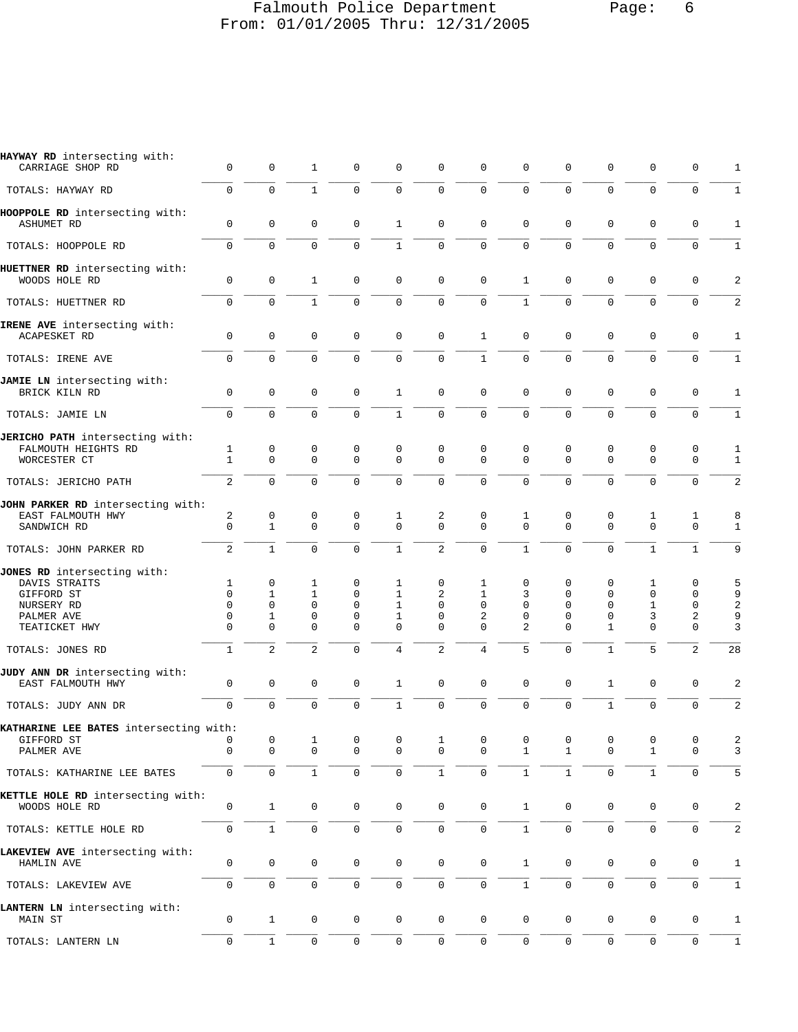| Street / Intersection | | | | | | | | | | | | | Total |
|---|---|---|---|---|---|---|---|---|---|---|---|---|---|
| **HAYWAY RD** intersecting with: | | | | | | | | | | | | | |
| CARRIAGE SHOP RD | 0 | 0 | 1 | 0 | 0 | 0 | 0 | 0 | 0 | 0 | 0 | 0 | 1 |
| TOTALS: HAYWAY RD | 0 | 0 | 1 | 0 | 0 | 0 | 0 | 0 | 0 | 0 | 0 | 0 | 1 |
| **HOOPPOLE RD** intersecting with: | | | | | | | | | | | | | |
| ASHUMET RD | 0 | 0 | 0 | 0 | 1 | 0 | 0 | 0 | 0 | 0 | 0 | 0 | 1 |
| TOTALS: HOOPPOLE RD | 0 | 0 | 0 | 0 | 1 | 0 | 0 | 0 | 0 | 0 | 0 | 0 | 1 |
| **HUETTNER RD** intersecting with: | | | | | | | | | | | | | |
| WOODS HOLE RD | 0 | 0 | 1 | 0 | 0 | 0 | 0 | 1 | 0 | 0 | 0 | 0 | 2 |
| TOTALS: HUETTNER RD | 0 | 0 | 1 | 0 | 0 | 0 | 0 | 1 | 0 | 0 | 0 | 0 | 2 |
| **IRENE AVE** intersecting with: | | | | | | | | | | | | | |
| ACAPESKET RD | 0 | 0 | 0 | 0 | 0 | 0 | 1 | 0 | 0 | 0 | 0 | 0 | 1 |
| TOTALS: IRENE AVE | 0 | 0 | 0 | 0 | 0 | 0 | 1 | 0 | 0 | 0 | 0 | 0 | 1 |
| **JAMIE LN** intersecting with: | | | | | | | | | | | | | |
| BRICK KILN RD | 0 | 0 | 0 | 0 | 1 | 0 | 0 | 0 | 0 | 0 | 0 | 0 | 1 |
| TOTALS: JAMIE LN | 0 | 0 | 0 | 0 | 1 | 0 | 0 | 0 | 0 | 0 | 0 | 0 | 1 |
| **JERICHO PATH** intersecting with: | | | | | | | | | | | | | |
| FALMOUTH HEIGHTS RD | 1 | 0 | 0 | 0 | 0 | 0 | 0 | 0 | 0 | 0 | 0 | 0 | 1 |
| WORCESTER CT | 1 | 0 | 0 | 0 | 0 | 0 | 0 | 0 | 0 | 0 | 0 | 0 | 1 |
| TOTALS: JERICHO PATH | 2 | 0 | 0 | 0 | 0 | 0 | 0 | 0 | 0 | 0 | 0 | 0 | 2 |
| **JOHN PARKER RD** intersecting with: | | | | | | | | | | | | | |
| EAST FALMOUTH HWY | 2 | 0 | 0 | 0 | 1 | 2 | 0 | 1 | 0 | 0 | 1 | 1 | 8 |
| SANDWICH RD | 0 | 1 | 0 | 0 | 0 | 0 | 0 | 0 | 0 | 0 | 0 | 0 | 1 |
| TOTALS: JOHN PARKER RD | 2 | 1 | 0 | 0 | 1 | 2 | 0 | 1 | 0 | 0 | 1 | 1 | 9 |
| **JONES RD** intersecting with: | | | | | | | | | | | | | |
| DAVIS STRAITS | 1 | 0 | 1 | 0 | 1 | 0 | 1 | 0 | 0 | 0 | 1 | 0 | 5 |
| GIFFORD ST | 0 | 1 | 1 | 0 | 1 | 2 | 1 | 3 | 0 | 0 | 0 | 0 | 9 |
| NURSERY RD | 0 | 0 | 0 | 0 | 1 | 0 | 0 | 0 | 0 | 0 | 1 | 0 | 2 |
| PALMER AVE | 0 | 1 | 0 | 0 | 1 | 0 | 2 | 0 | 0 | 0 | 3 | 2 | 9 |
| TEATICKET HWY | 0 | 0 | 0 | 0 | 0 | 0 | 0 | 2 | 0 | 1 | 0 | 0 | 3 |
| TOTALS: JONES RD | 1 | 2 | 2 | 0 | 4 | 2 | 4 | 5 | 0 | 1 | 5 | 2 | 28 |
| **JUDY ANN DR** intersecting with: | | | | | | | | | | | | | |
| EAST FALMOUTH HWY | 0 | 0 | 0 | 0 | 1 | 0 | 0 | 0 | 0 | 1 | 0 | 0 | 2 |
| TOTALS: JUDY ANN DR | 0 | 0 | 0 | 0 | 1 | 0 | 0 | 0 | 0 | 1 | 0 | 0 | 2 |
| **KATHARINE LEE BATES** intersecting with: | | | | | | | | | | | | | |
| GIFFORD ST | 0 | 0 | 1 | 0 | 0 | 1 | 0 | 0 | 0 | 0 | 0 | 0 | 2 |
| PALMER AVE | 0 | 0 | 0 | 0 | 0 | 0 | 0 | 1 | 1 | 0 | 1 | 0 | 3 |
| TOTALS: KATHARINE LEE BATES | 0 | 0 | 1 | 0 | 0 | 1 | 0 | 1 | 1 | 0 | 1 | 0 | 5 |
| **KETTLE HOLE RD** intersecting with: | | | | | | | | | | | | | |
| WOODS HOLE RD | 0 | 1 | 0 | 0 | 0 | 0 | 0 | 1 | 0 | 0 | 0 | 0 | 2 |
| TOTALS: KETTLE HOLE RD | 0 | 1 | 0 | 0 | 0 | 0 | 0 | 1 | 0 | 0 | 0 | 0 | 2 |
| **LAKEVIEW AVE** intersecting with: | | | | | | | | | | | | | |
| HAMLIN AVE | 0 | 0 | 0 | 0 | 0 | 0 | 0 | 1 | 0 | 0 | 0 | 0 | 1 |
| TOTALS: LAKEVIEW AVE | 0 | 0 | 0 | 0 | 0 | 0 | 0 | 1 | 0 | 0 | 0 | 0 | 1 |
| **LANTERN LN** intersecting with: | | | | | | | | | | | | | |
| MAIN ST | 0 | 1 | 0 | 0 | 0 | 0 | 0 | 0 | 0 | 0 | 0 | 0 | 1 |
| TOTALS: LANTERN LN | 0 | 1 | 0 | 0 | 0 | 0 | 0 | 0 | 0 | 0 | 0 | 0 | 1 |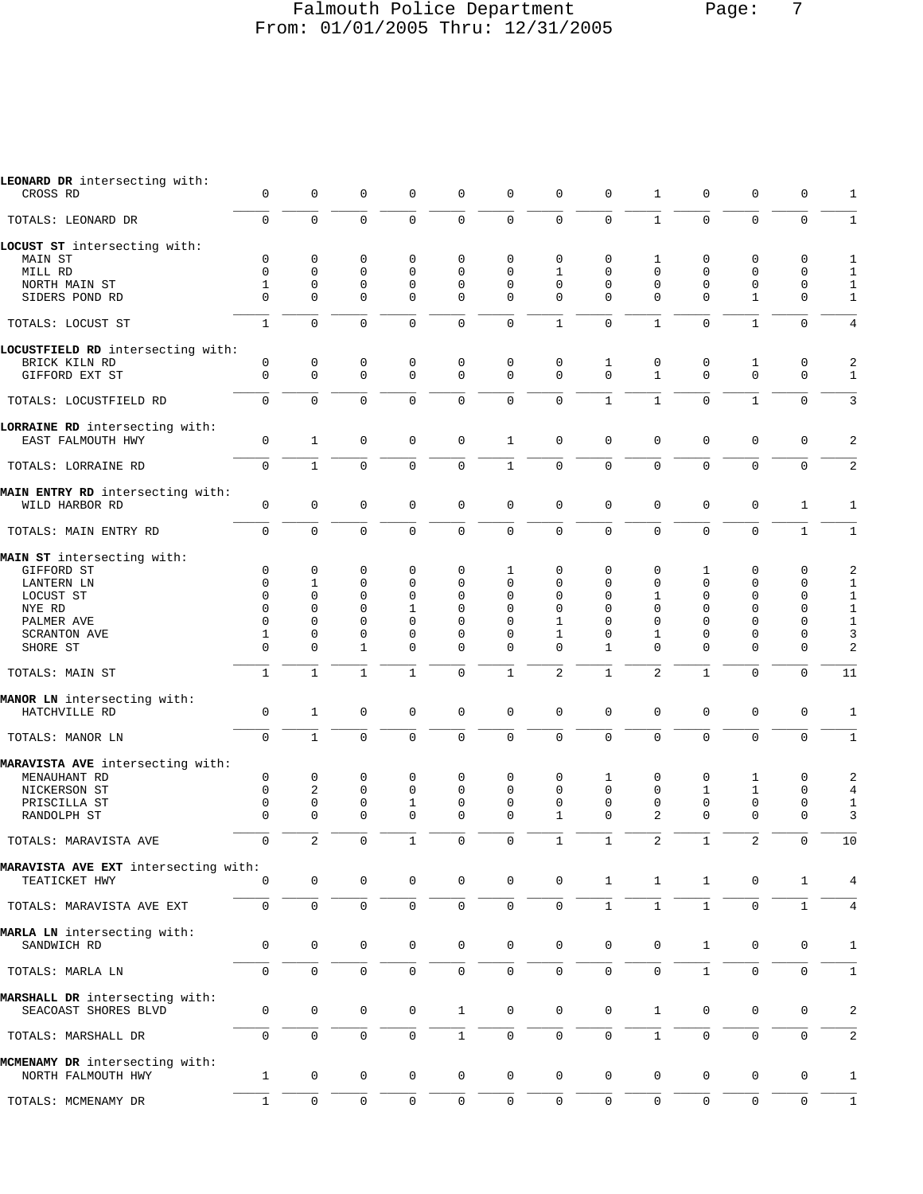# Falmouth Police Department
From: 01/01/2005 Thru: 12/31/2005

| | | | | | | | | | | | | | |
|---|---|---|---|---|---|---|---|---|---|---|---|---|---|
| **LEONARD DR** intersecting with: | | | | | | | | | | | | | |
| CROSS RD | 0 | 0 | 0 | 0 | 0 | 0 | 0 | 0 | 1 | 0 | 0 | 0 | 1 |
| TOTALS: LEONARD DR | 0 | 0 | 0 | 0 | 0 | 0 | 0 | 0 | 1 | 0 | 0 | 0 | 1 |
| **LOCUST ST** intersecting with: | | | | | | | | | | | | | |
| MAIN ST | 0 | 0 | 0 | 0 | 0 | 0 | 0 | 0 | 1 | 0 | 0 | 0 | 1 |
| MILL RD | 0 | 0 | 0 | 0 | 0 | 0 | 1 | 0 | 0 | 0 | 0 | 0 | 1 |
| NORTH MAIN ST | 1 | 0 | 0 | 0 | 0 | 0 | 0 | 0 | 0 | 0 | 0 | 0 | 1 |
| SIDERS POND RD | 0 | 0 | 0 | 0 | 0 | 0 | 0 | 0 | 0 | 0 | 1 | 0 | 1 |
| TOTALS: LOCUST ST | 1 | 0 | 0 | 0 | 0 | 0 | 1 | 0 | 1 | 0 | 1 | 0 | 4 |
| **LOCUSTFIELD RD** intersecting with: | | | | | | | | | | | | | |
| BRICK KILN RD | 0 | 0 | 0 | 0 | 0 | 0 | 0 | 1 | 0 | 0 | 1 | 0 | 2 |
| GIFFORD EXT ST | 0 | 0 | 0 | 0 | 0 | 0 | 0 | 0 | 1 | 0 | 0 | 0 | 1 |
| TOTALS: LOCUSTFIELD RD | 0 | 0 | 0 | 0 | 0 | 0 | 0 | 1 | 1 | 0 | 1 | 0 | 3 |
| **LORRAINE RD** intersecting with: | | | | | | | | | | | | | |
| EAST FALMOUTH HWY | 0 | 1 | 0 | 0 | 0 | 1 | 0 | 0 | 0 | 0 | 0 | 0 | 2 |
| TOTALS: LORRAINE RD | 0 | 1 | 0 | 0 | 0 | 1 | 0 | 0 | 0 | 0 | 0 | 0 | 2 |
| **MAIN ENTRY RD** intersecting with: | | | | | | | | | | | | | |
| WILD HARBOR RD | 0 | 0 | 0 | 0 | 0 | 0 | 0 | 0 | 0 | 0 | 0 | 1 | 1 |
| TOTALS: MAIN ENTRY RD | 0 | 0 | 0 | 0 | 0 | 0 | 0 | 0 | 0 | 0 | 0 | 1 | 1 |
| **MAIN ST** intersecting with: | | | | | | | | | | | | | |
| GIFFORD ST | 0 | 0 | 0 | 0 | 0 | 1 | 0 | 0 | 0 | 1 | 0 | 0 | 2 |
| LANTERN LN | 0 | 1 | 0 | 0 | 0 | 0 | 0 | 0 | 0 | 0 | 0 | 0 | 1 |
| LOCUST ST | 0 | 0 | 0 | 0 | 0 | 0 | 0 | 0 | 1 | 0 | 0 | 0 | 1 |
| NYE RD | 0 | 0 | 0 | 1 | 0 | 0 | 0 | 0 | 0 | 0 | 0 | 0 | 1 |
| PALMER AVE | 0 | 0 | 0 | 0 | 0 | 0 | 1 | 0 | 0 | 0 | 0 | 0 | 1 |
| SCRANTON AVE | 1 | 0 | 0 | 0 | 0 | 0 | 1 | 0 | 1 | 0 | 0 | 0 | 3 |
| SHORE ST | 0 | 0 | 1 | 0 | 0 | 0 | 0 | 1 | 0 | 0 | 0 | 0 | 2 |
| TOTALS: MAIN ST | 1 | 1 | 1 | 1 | 0 | 1 | 2 | 1 | 2 | 1 | 0 | 0 | 11 |
| **MANOR LN** intersecting with: | | | | | | | | | | | | | |
| HATCHVILLE RD | 0 | 1 | 0 | 0 | 0 | 0 | 0 | 0 | 0 | 0 | 0 | 0 | 1 |
| TOTALS: MANOR LN | 0 | 1 | 0 | 0 | 0 | 0 | 0 | 0 | 0 | 0 | 0 | 0 | 1 |
| **MARAVISTA AVE** intersecting with: | | | | | | | | | | | | | |
| MENAUHANT RD | 0 | 0 | 0 | 0 | 0 | 0 | 0 | 1 | 0 | 0 | 1 | 0 | 2 |
| NICKERSON ST | 0 | 2 | 0 | 0 | 0 | 0 | 0 | 0 | 0 | 1 | 1 | 0 | 4 |
| PRISCILLA ST | 0 | 0 | 0 | 1 | 0 | 0 | 0 | 0 | 0 | 0 | 0 | 0 | 1 |
| RANDOLPH ST | 0 | 0 | 0 | 0 | 0 | 0 | 1 | 0 | 2 | 0 | 0 | 0 | 3 |
| TOTALS: MARAVISTA AVE | 0 | 2 | 0 | 1 | 0 | 0 | 1 | 1 | 2 | 1 | 2 | 0 | 10 |
| **MARAVISTA AVE EXT** intersecting with: | | | | | | | | | | | | | |
| TEATICKET HWY | 0 | 0 | 0 | 0 | 0 | 0 | 0 | 1 | 1 | 1 | 0 | 1 | 4 |
| TOTALS: MARAVISTA AVE EXT | 0 | 0 | 0 | 0 | 0 | 0 | 0 | 1 | 1 | 1 | 0 | 1 | 4 |
| **MARLA LN** intersecting with: | | | | | | | | | | | | | |
| SANDWICH RD | 0 | 0 | 0 | 0 | 0 | 0 | 0 | 0 | 0 | 1 | 0 | 0 | 1 |
| TOTALS: MARLA LN | 0 | 0 | 0 | 0 | 0 | 0 | 0 | 0 | 0 | 1 | 0 | 0 | 1 |
| **MARSHALL DR** intersecting with: | | | | | | | | | | | | | |
| SEACOAST SHORES BLVD | 0 | 0 | 0 | 0 | 1 | 0 | 0 | 0 | 1 | 0 | 0 | 0 | 2 |
| TOTALS: MARSHALL DR | 0 | 0 | 0 | 0 | 1 | 0 | 0 | 0 | 1 | 0 | 0 | 0 | 2 |
| **MCMENAMY DR** intersecting with: | | | | | | | | | | | | | |
| NORTH FALMOUTH HWY | 1 | 0 | 0 | 0 | 0 | 0 | 0 | 0 | 0 | 0 | 0 | 0 | 1 |
| TOTALS: MCMENAMY DR | 1 | 0 | 0 | 0 | 0 | 0 | 0 | 0 | 0 | 0 | 0 | 0 | 1 |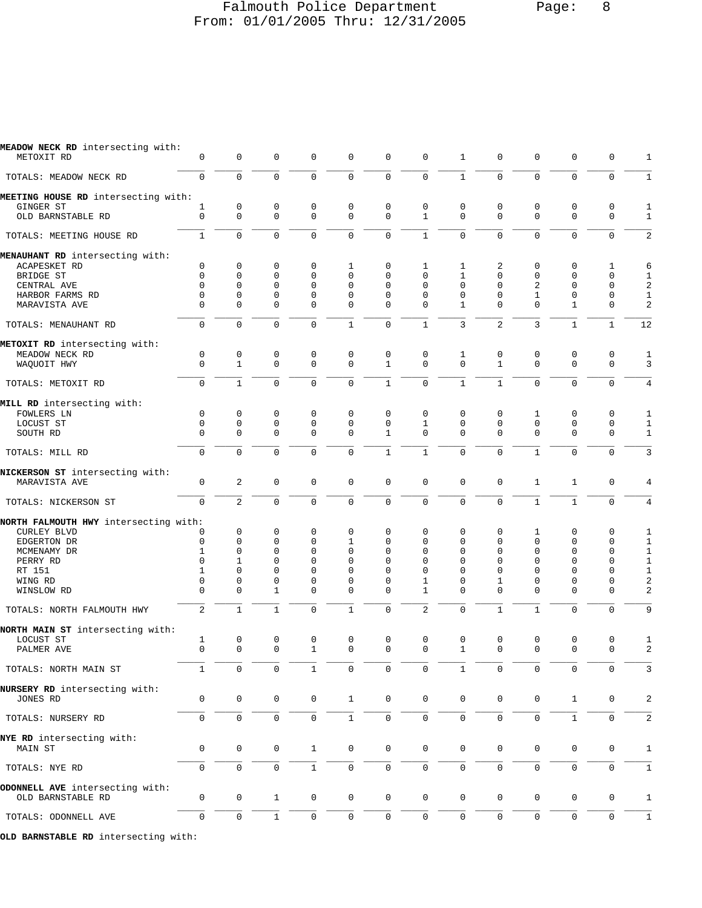Falmouth Police Department
From: 01/01/2005 Thru: 12/31/2005

| | | | | | | | | | | | | | |
|---|---|---|---|---|---|---|---|---|---|---|---|---|---|
| **MEADOW NECK RD** intersecting with: | | | | | | | | | | | | | |
| METOXIT RD | 0 | 0 | 0 | 0 | 0 | 0 | 0 | 1 | 0 | 0 | 0 | 0 | 1 |
| TOTALS: MEADOW NECK RD | 0 | 0 | 0 | 0 | 0 | 0 | 0 | 1 | 0 | 0 | 0 | 0 | 1 |
| **MEETING HOUSE RD** intersecting with: | | | | | | | | | | | | | |
| GINGER ST | 1 | 0 | 0 | 0 | 0 | 0 | 0 | 0 | 0 | 0 | 0 | 0 | 1 |
| OLD BARNSTABLE RD | 0 | 0 | 0 | 0 | 0 | 0 | 1 | 0 | 0 | 0 | 0 | 0 | 1 |
| TOTALS: MEETING HOUSE RD | 1 | 0 | 0 | 0 | 0 | 0 | 1 | 0 | 0 | 0 | 0 | 0 | 2 |
| **MENAUHANT RD** intersecting with: | | | | | | | | | | | | | |
| ACAPESKET RD | 0 | 0 | 0 | 0 | 1 | 0 | 1 | 1 | 2 | 0 | 0 | 1 | 6 |
| BRIDGE ST | 0 | 0 | 0 | 0 | 0 | 0 | 0 | 1 | 0 | 0 | 0 | 0 | 1 |
| CENTRAL AVE | 0 | 0 | 0 | 0 | 0 | 0 | 0 | 0 | 0 | 2 | 0 | 0 | 2 |
| HARBOR FARMS RD | 0 | 0 | 0 | 0 | 0 | 0 | 0 | 0 | 0 | 1 | 0 | 0 | 1 |
| MARAVISTA AVE | 0 | 0 | 0 | 0 | 0 | 0 | 0 | 1 | 0 | 0 | 1 | 0 | 2 |
| TOTALS: MENAUHANT RD | 0 | 0 | 0 | 0 | 1 | 0 | 1 | 3 | 2 | 3 | 1 | 1 | 12 |
| **METOXIT RD** intersecting with: | | | | | | | | | | | | | |
| MEADOW NECK RD | 0 | 0 | 0 | 0 | 0 | 0 | 0 | 1 | 0 | 0 | 0 | 0 | 1 |
| WAQUOIT HWY | 0 | 1 | 0 | 0 | 0 | 1 | 0 | 0 | 1 | 0 | 0 | 0 | 3 |
| TOTALS: METOXIT RD | 0 | 1 | 0 | 0 | 0 | 1 | 0 | 1 | 1 | 0 | 0 | 0 | 4 |
| **MILL RD** intersecting with: | | | | | | | | | | | | | |
| FOWLERS LN | 0 | 0 | 0 | 0 | 0 | 0 | 0 | 0 | 0 | 1 | 0 | 0 | 1 |
| LOCUST ST | 0 | 0 | 0 | 0 | 0 | 0 | 1 | 0 | 0 | 0 | 0 | 0 | 1 |
| SOUTH RD | 0 | 0 | 0 | 0 | 0 | 1 | 0 | 0 | 0 | 0 | 0 | 0 | 1 |
| TOTALS: MILL RD | 0 | 0 | 0 | 0 | 0 | 1 | 1 | 0 | 0 | 1 | 0 | 0 | 3 |
| **NICKERSON ST** intersecting with: | | | | | | | | | | | | | |
| MARAVISTA AVE | 0 | 2 | 0 | 0 | 0 | 0 | 0 | 0 | 0 | 1 | 1 | 0 | 4 |
| TOTALS: NICKERSON ST | 0 | 2 | 0 | 0 | 0 | 0 | 0 | 0 | 0 | 1 | 1 | 0 | 4 |
| **NORTH FALMOUTH HWY** intersecting with: | | | | | | | | | | | | | |
| CURLEY BLVD | 0 | 0 | 0 | 0 | 0 | 0 | 0 | 0 | 0 | 1 | 0 | 0 | 1 |
| EDGERTON DR | 0 | 0 | 0 | 0 | 1 | 0 | 0 | 0 | 0 | 0 | 0 | 0 | 1 |
| MCMENAMY DR | 1 | 0 | 0 | 0 | 0 | 0 | 0 | 0 | 0 | 0 | 0 | 0 | 1 |
| PERRY RD | 0 | 1 | 0 | 0 | 0 | 0 | 0 | 0 | 0 | 0 | 0 | 0 | 1 |
| RT 151 | 1 | 0 | 0 | 0 | 0 | 0 | 0 | 0 | 0 | 0 | 0 | 0 | 1 |
| WING RD | 0 | 0 | 0 | 0 | 0 | 0 | 1 | 0 | 1 | 0 | 0 | 0 | 2 |
| WINSLOW RD | 0 | 0 | 1 | 0 | 0 | 0 | 1 | 0 | 0 | 0 | 0 | 0 | 2 |
| TOTALS: NORTH FALMOUTH HWY | 2 | 1 | 1 | 0 | 1 | 0 | 2 | 0 | 1 | 1 | 0 | 0 | 9 |
| **NORTH MAIN ST** intersecting with: | | | | | | | | | | | | | |
| LOCUST ST | 1 | 0 | 0 | 0 | 0 | 0 | 0 | 0 | 0 | 0 | 0 | 0 | 1 |
| PALMER AVE | 0 | 0 | 0 | 1 | 0 | 0 | 0 | 1 | 0 | 0 | 0 | 0 | 2 |
| TOTALS: NORTH MAIN ST | 1 | 0 | 0 | 1 | 0 | 0 | 0 | 1 | 0 | 0 | 0 | 0 | 3 |
| **NURSERY RD** intersecting with: | | | | | | | | | | | | | |
| JONES RD | 0 | 0 | 0 | 0 | 1 | 0 | 0 | 0 | 0 | 0 | 1 | 0 | 2 |
| TOTALS: NURSERY RD | 0 | 0 | 0 | 0 | 1 | 0 | 0 | 0 | 0 | 0 | 1 | 0 | 2 |
| **NYE RD** intersecting with: | | | | | | | | | | | | | |
| MAIN ST | 0 | 0 | 0 | 1 | 0 | 0 | 0 | 0 | 0 | 0 | 0 | 0 | 1 |
| TOTALS: NYE RD | 0 | 0 | 0 | 1 | 0 | 0 | 0 | 0 | 0 | 0 | 0 | 0 | 1 |
| **ODONNELL AVE** intersecting with: | | | | | | | | | | | | | |
| OLD BARNSTABLE RD | 0 | 0 | 1 | 0 | 0 | 0 | 0 | 0 | 0 | 0 | 0 | 0 | 1 |
| TOTALS: ODONNELL AVE | 0 | 0 | 1 | 0 | 0 | 0 | 0 | 0 | 0 | 0 | 0 | 0 | 1 |
| **OLD BARNSTABLE RD** intersecting with: | | | | | | | | | | | | | |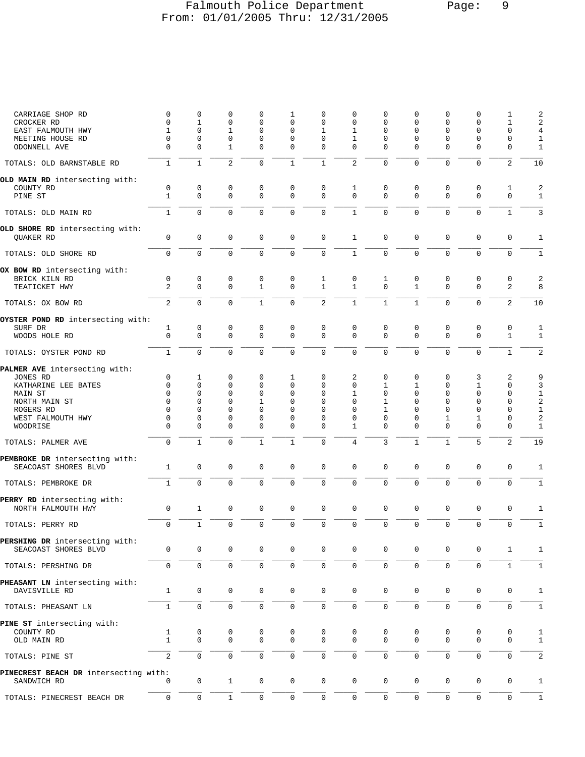| | | | | | | | | | | | | | |
|---|---|---|---|---|---|---|---|---|---|---|---|---|---|
| CARRIAGE SHOP RD | 0 | 0 | 0 | 0 | 1 | 0 | 0 | 0 | 0 | 0 | 0 | 1 | 2 |
| CROCKER RD | 0 | 1 | 0 | 0 | 0 | 0 | 0 | 0 | 0 | 0 | 0 | 1 | 2 |
| EAST FALMOUTH HWY | 1 | 0 | 1 | 0 | 0 | 1 | 1 | 0 | 0 | 0 | 0 | 0 | 4 |
| MEETING HOUSE RD | 0 | 0 | 0 | 0 | 0 | 0 | 1 | 0 | 0 | 0 | 0 | 0 | 1 |
| ODONNELL AVE | 0 | 0 | 1 | 0 | 0 | 0 | 0 | 0 | 0 | 0 | 0 | 0 | 1 |
| TOTALS: OLD BARNSTABLE RD | 1 | 1 | 2 | 0 | 1 | 1 | 2 | 0 | 0 | 0 | 0 | 2 | 10 |
| **OLD MAIN RD** intersecting with: | | | | | | | | | | | | | |
| COUNTY RD | 0 | 0 | 0 | 0 | 0 | 0 | 1 | 0 | 0 | 0 | 0 | 1 | 2 |
| PINE ST | 1 | 0 | 0 | 0 | 0 | 0 | 0 | 0 | 0 | 0 | 0 | 0 | 1 |
| TOTALS: OLD MAIN RD | 1 | 0 | 0 | 0 | 0 | 0 | 1 | 0 | 0 | 0 | 0 | 1 | 3 |
| **OLD SHORE RD** intersecting with: | | | | | | | | | | | | | |
| QUAKER RD | 0 | 0 | 0 | 0 | 0 | 0 | 1 | 0 | 0 | 0 | 0 | 0 | 1 |
| TOTALS: OLD SHORE RD | 0 | 0 | 0 | 0 | 0 | 0 | 1 | 0 | 0 | 0 | 0 | 0 | 1 |
| **OX BOW RD** intersecting with: | | | | | | | | | | | | | |
| BRICK KILN RD | 0 | 0 | 0 | 0 | 0 | 1 | 0 | 1 | 0 | 0 | 0 | 0 | 2 |
| TEATICKET HWY | 2 | 0 | 0 | 1 | 0 | 1 | 1 | 0 | 1 | 0 | 0 | 2 | 8 |
| TOTALS: OX BOW RD | 2 | 0 | 0 | 1 | 0 | 2 | 1 | 1 | 1 | 0 | 0 | 2 | 10 |
| **OYSTER POND RD** intersecting with: | | | | | | | | | | | | | |
| SURF DR | 1 | 0 | 0 | 0 | 0 | 0 | 0 | 0 | 0 | 0 | 0 | 0 | 1 |
| WOODS HOLE RD | 0 | 0 | 0 | 0 | 0 | 0 | 0 | 0 | 0 | 0 | 0 | 1 | 1 |
| TOTALS: OYSTER POND RD | 1 | 0 | 0 | 0 | 0 | 0 | 0 | 0 | 0 | 0 | 0 | 1 | 2 |
| **PALMER AVE** intersecting with: | | | | | | | | | | | | | |
| JONES RD | 0 | 1 | 0 | 0 | 1 | 0 | 2 | 0 | 0 | 0 | 3 | 2 | 9 |
| KATHARINE LEE BATES | 0 | 0 | 0 | 0 | 0 | 0 | 0 | 1 | 1 | 0 | 1 | 0 | 3 |
| MAIN ST | 0 | 0 | 0 | 0 | 0 | 0 | 1 | 0 | 0 | 0 | 0 | 0 | 1 |
| NORTH MAIN ST | 0 | 0 | 0 | 1 | 0 | 0 | 0 | 1 | 0 | 0 | 0 | 0 | 2 |
| ROGERS RD | 0 | 0 | 0 | 0 | 0 | 0 | 0 | 1 | 0 | 0 | 0 | 0 | 1 |
| WEST FALMOUTH HWY | 0 | 0 | 0 | 0 | 0 | 0 | 0 | 0 | 0 | 1 | 1 | 0 | 2 |
| WOODRISE | 0 | 0 | 0 | 0 | 0 | 0 | 1 | 0 | 0 | 0 | 0 | 0 | 1 |
| TOTALS: PALMER AVE | 0 | 1 | 0 | 1 | 1 | 0 | 4 | 3 | 1 | 1 | 5 | 2 | 19 |
| **PEMBROKE DR** intersecting with: | | | | | | | | | | | | | |
| SEACOAST SHORES BLVD | 1 | 0 | 0 | 0 | 0 | 0 | 0 | 0 | 0 | 0 | 0 | 0 | 1 |
| TOTALS: PEMBROKE DR | 1 | 0 | 0 | 0 | 0 | 0 | 0 | 0 | 0 | 0 | 0 | 0 | 1 |
| **PERRY RD** intersecting with: | | | | | | | | | | | | | |
| NORTH FALMOUTH HWY | 0 | 1 | 0 | 0 | 0 | 0 | 0 | 0 | 0 | 0 | 0 | 0 | 1 |
| TOTALS: PERRY RD | 0 | 1 | 0 | 0 | 0 | 0 | 0 | 0 | 0 | 0 | 0 | 0 | 1 |
| **PERSHING DR** intersecting with: | | | | | | | | | | | | | |
| SEACOAST SHORES BLVD | 0 | 0 | 0 | 0 | 0 | 0 | 0 | 0 | 0 | 0 | 0 | 1 | 1 |
| TOTALS: PERSHING DR | 0 | 0 | 0 | 0 | 0 | 0 | 0 | 0 | 0 | 0 | 0 | 1 | 1 |
| **PHEASANT LN** intersecting with: | | | | | | | | | | | | | |
| DAVISVILLE RD | 1 | 0 | 0 | 0 | 0 | 0 | 0 | 0 | 0 | 0 | 0 | 0 | 1 |
| TOTALS: PHEASANT LN | 1 | 0 | 0 | 0 | 0 | 0 | 0 | 0 | 0 | 0 | 0 | 0 | 1 |
| **PINE ST** intersecting with: | | | | | | | | | | | | | |
| COUNTY RD | 1 | 0 | 0 | 0 | 0 | 0 | 0 | 0 | 0 | 0 | 0 | 0 | 1 |
| OLD MAIN RD | 1 | 0 | 0 | 0 | 0 | 0 | 0 | 0 | 0 | 0 | 0 | 0 | 1 |
| TOTALS: PINE ST | 2 | 0 | 0 | 0 | 0 | 0 | 0 | 0 | 0 | 0 | 0 | 0 | 2 |
| **PINECREST BEACH DR** intersecting with: | | | | | | | | | | | | | |
| SANDWICH RD | 0 | 0 | 1 | 0 | 0 | 0 | 0 | 0 | 0 | 0 | 0 | 0 | 1 |
| TOTALS: PINECREST BEACH DR | 0 | 0 | 1 | 0 | 0 | 0 | 0 | 0 | 0 | 0 | 0 | 0 | 1 |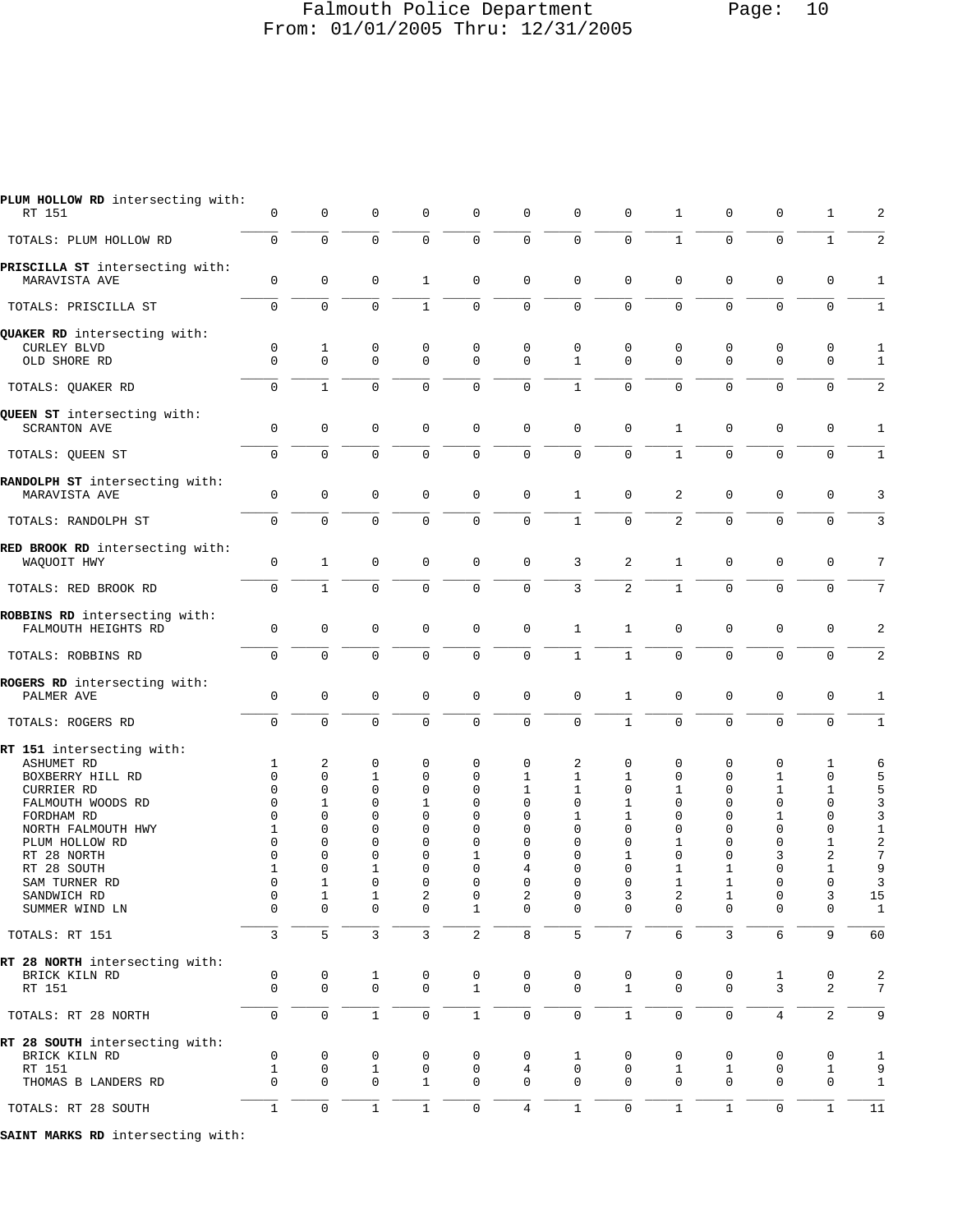# Falmouth Police Department
## From: 01/01/2005 Thru: 12/31/2005

| | | | | | | | | | | | | | |
|---|---|---|---|---|---|---|---|---|---|---|---|---|---|
| **PLUM HOLLOW RD** intersecting with: | | | | | | | | | | | | | |
| RT 151 | 0 | 0 | 0 | 0 | 0 | 0 | 0 | 0 | 1 | 0 | 0 | 1 | 2 |
| TOTALS: PLUM HOLLOW RD | 0 | 0 | 0 | 0 | 0 | 0 | 0 | 0 | 1 | 0 | 0 | 1 | 2 |
| **PRISCILLA ST** intersecting with: | | | | | | | | | | | | | |
| MARAVISTA AVE | 0 | 0 | 0 | 1 | 0 | 0 | 0 | 0 | 0 | 0 | 0 | 0 | 1 |
| TOTALS: PRISCILLA ST | 0 | 0 | 0 | 1 | 0 | 0 | 0 | 0 | 0 | 0 | 0 | 0 | 1 |
| **QUAKER RD** intersecting with: | | | | | | | | | | | | | |
| CURLEY BLVD | 0 | 1 | 0 | 0 | 0 | 0 | 0 | 0 | 0 | 0 | 0 | 0 | 1 |
| OLD SHORE RD | 0 | 0 | 0 | 0 | 0 | 0 | 1 | 0 | 0 | 0 | 0 | 0 | 1 |
| TOTALS: QUAKER RD | 0 | 1 | 0 | 0 | 0 | 0 | 1 | 0 | 0 | 0 | 0 | 0 | 2 |
| **QUEEN ST** intersecting with: | | | | | | | | | | | | | |
| SCRANTON AVE | 0 | 0 | 0 | 0 | 0 | 0 | 0 | 0 | 1 | 0 | 0 | 0 | 1 |
| TOTALS: QUEEN ST | 0 | 0 | 0 | 0 | 0 | 0 | 0 | 0 | 1 | 0 | 0 | 0 | 1 |
| **RANDOLPH ST** intersecting with: | | | | | | | | | | | | | |
| MARAVISTA AVE | 0 | 0 | 0 | 0 | 0 | 0 | 1 | 0 | 2 | 0 | 0 | 0 | 3 |
| TOTALS: RANDOLPH ST | 0 | 0 | 0 | 0 | 0 | 0 | 1 | 0 | 2 | 0 | 0 | 0 | 3 |
| **RED BROOK RD** intersecting with: | | | | | | | | | | | | | |
| WAQUOIT HWY | 0 | 1 | 0 | 0 | 0 | 0 | 3 | 2 | 1 | 0 | 0 | 0 | 7 |
| TOTALS: RED BROOK RD | 0 | 1 | 0 | 0 | 0 | 0 | 3 | 2 | 1 | 0 | 0 | 0 | 7 |
| **ROBBINS RD** intersecting with: | | | | | | | | | | | | | |
| FALMOUTH HEIGHTS RD | 0 | 0 | 0 | 0 | 0 | 0 | 1 | 1 | 0 | 0 | 0 | 0 | 2 |
| TOTALS: ROBBINS RD | 0 | 0 | 0 | 0 | 0 | 0 | 1 | 1 | 0 | 0 | 0 | 0 | 2 |
| **ROGERS RD** intersecting with: | | | | | | | | | | | | | |
| PALMER AVE | 0 | 0 | 0 | 0 | 0 | 0 | 0 | 1 | 0 | 0 | 0 | 0 | 1 |
| TOTALS: ROGERS RD | 0 | 0 | 0 | 0 | 0 | 0 | 0 | 1 | 0 | 0 | 0 | 0 | 1 |
| **RT 151** intersecting with: | | | | | | | | | | | | | |
| ASHUMET RD | 1 | 2 | 0 | 0 | 0 | 0 | 2 | 0 | 0 | 0 | 0 | 1 | 6 |
| BOXBERRY HILL RD | 0 | 0 | 1 | 0 | 0 | 1 | 1 | 1 | 0 | 0 | 1 | 0 | 5 |
| CURRIER RD | 0 | 0 | 0 | 0 | 0 | 1 | 1 | 0 | 1 | 0 | 1 | 1 | 5 |
| FALMOUTH WOODS RD | 0 | 1 | 0 | 1 | 0 | 0 | 0 | 1 | 0 | 0 | 0 | 0 | 3 |
| FORDHAM RD | 0 | 0 | 0 | 0 | 0 | 0 | 1 | 1 | 0 | 0 | 1 | 0 | 3 |
| NORTH FALMOUTH HWY | 1 | 0 | 0 | 0 | 0 | 0 | 0 | 0 | 0 | 0 | 0 | 0 | 1 |
| PLUM HOLLOW RD | 0 | 0 | 0 | 0 | 0 | 0 | 0 | 0 | 1 | 0 | 0 | 1 | 2 |
| RT 28 NORTH | 0 | 0 | 0 | 0 | 1 | 0 | 0 | 1 | 0 | 0 | 3 | 2 | 7 |
| RT 28 SOUTH | 1 | 0 | 1 | 0 | 0 | 4 | 0 | 0 | 1 | 1 | 0 | 1 | 9 |
| SAM TURNER RD | 0 | 1 | 0 | 0 | 0 | 0 | 0 | 0 | 1 | 1 | 0 | 0 | 3 |
| SANDWICH RD | 0 | 1 | 1 | 2 | 0 | 2 | 0 | 3 | 2 | 1 | 0 | 3 | 15 |
| SUMMER WIND LN | 0 | 0 | 0 | 0 | 1 | 0 | 0 | 0 | 0 | 0 | 0 | 0 | 1 |
| TOTALS: RT 151 | 3 | 5 | 3 | 3 | 2 | 8 | 5 | 7 | 6 | 3 | 6 | 9 | 60 |
| **RT 28 NORTH** intersecting with: | | | | | | | | | | | | | |
| BRICK KILN RD | 0 | 0 | 1 | 0 | 0 | 0 | 0 | 0 | 0 | 0 | 1 | 0 | 2 |
| RT 151 | 0 | 0 | 0 | 0 | 1 | 0 | 0 | 1 | 0 | 0 | 3 | 2 | 7 |
| TOTALS: RT 28 NORTH | 0 | 0 | 1 | 0 | 1 | 0 | 0 | 1 | 0 | 0 | 4 | 2 | 9 |
| **RT 28 SOUTH** intersecting with: | | | | | | | | | | | | | |
| BRICK KILN RD | 0 | 0 | 0 | 0 | 0 | 0 | 1 | 0 | 0 | 0 | 0 | 0 | 1 |
| RT 151 | 1 | 0 | 1 | 0 | 0 | 4 | 0 | 0 | 1 | 1 | 0 | 1 | 9 |
| THOMAS B LANDERS RD | 0 | 0 | 0 | 1 | 0 | 0 | 0 | 0 | 0 | 0 | 0 | 0 | 1 |
| TOTALS: RT 28 SOUTH | 1 | 0 | 1 | 1 | 0 | 4 | 1 | 0 | 1 | 1 | 0 | 1 | 11 |

**SAINT MARKS RD** intersecting with: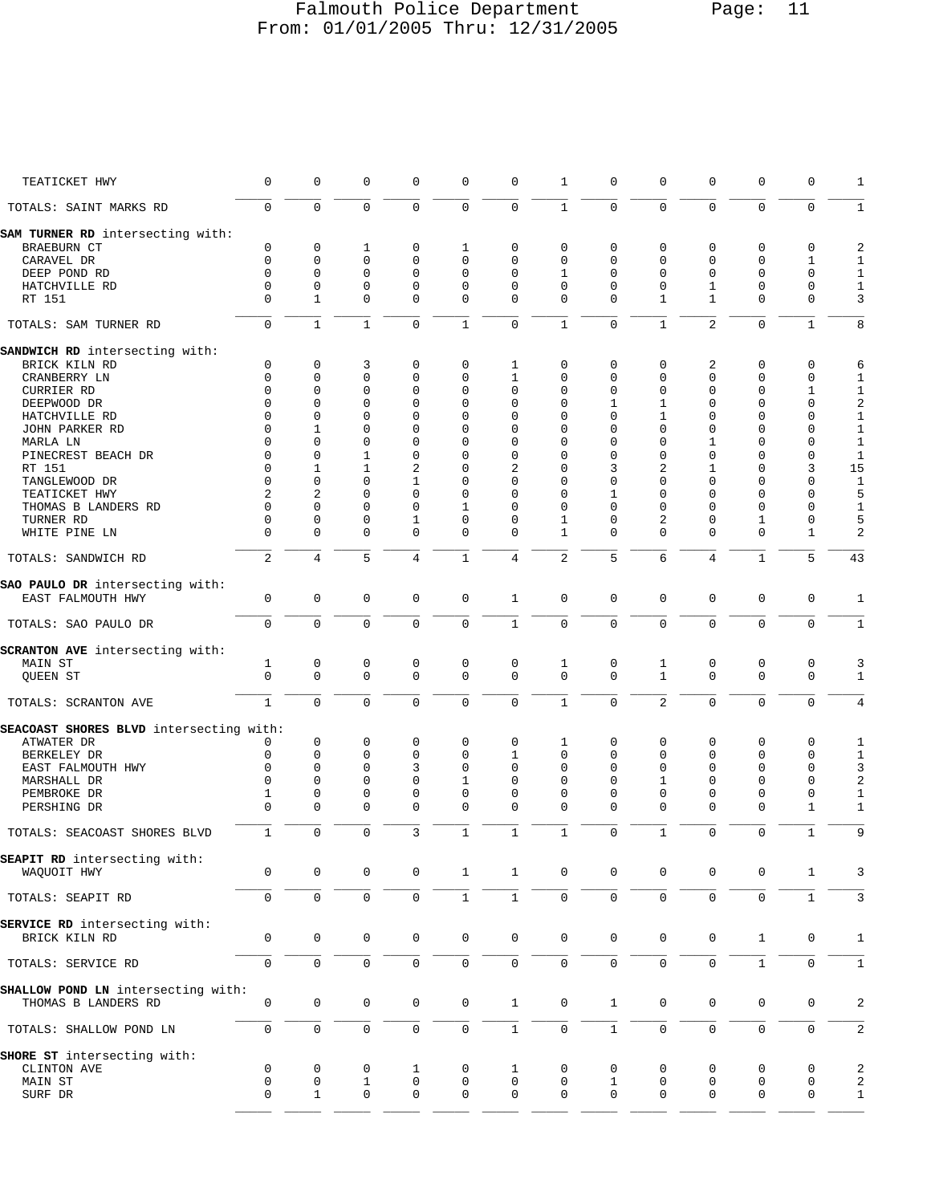| | | | | | | | | | | | | | |
|---|---|---|---|---|---|---|---|---|---|---|---|---|---|
| TEATICKET HWY | 0 | 0 | 0 | 0 | 0 | 0 | 1 | 0 | 0 | 0 | 0 | 0 | 1 |
| TOTALS: SAINT MARKS RD | 0 | 0 | 0 | 0 | 0 | 0 | 1 | 0 | 0 | 0 | 0 | 0 | 1 |
| **SAM TURNER RD** intersecting with: | | | | | | | | | | | | | |
| BRAEBURN CT | 0 | 0 | 1 | 0 | 1 | 0 | 0 | 0 | 0 | 0 | 0 | 0 | 2 |
| CARAVEL DR | 0 | 0 | 0 | 0 | 0 | 0 | 0 | 0 | 0 | 0 | 0 | 1 | 1 |
| DEEP POND RD | 0 | 0 | 0 | 0 | 0 | 0 | 1 | 0 | 0 | 0 | 0 | 0 | 1 |
| HATCHVILLE RD | 0 | 0 | 0 | 0 | 0 | 0 | 0 | 0 | 0 | 1 | 0 | 0 | 1 |
| RT 151 | 0 | 1 | 0 | 0 | 0 | 0 | 0 | 0 | 1 | 1 | 0 | 0 | 3 |
| TOTALS: SAM TURNER RD | 0 | 1 | 1 | 0 | 1 | 0 | 1 | 0 | 1 | 2 | 0 | 1 | 8 |
| **SANDWICH RD** intersecting with: | | | | | | | | | | | | | |
| BRICK KILN RD | 0 | 0 | 3 | 0 | 0 | 1 | 0 | 0 | 0 | 2 | 0 | 0 | 6 |
| CRANBERRY LN | 0 | 0 | 0 | 0 | 0 | 1 | 0 | 0 | 0 | 0 | 0 | 0 | 1 |
| CURRIER RD | 0 | 0 | 0 | 0 | 0 | 0 | 0 | 0 | 0 | 0 | 0 | 1 | 1 |
| DEEPWOOD DR | 0 | 0 | 0 | 0 | 0 | 0 | 0 | 1 | 1 | 0 | 0 | 0 | 2 |
| HATCHVILLE RD | 0 | 0 | 0 | 0 | 0 | 0 | 0 | 0 | 1 | 0 | 0 | 0 | 1 |
| JOHN PARKER RD | 0 | 1 | 0 | 0 | 0 | 0 | 0 | 0 | 0 | 0 | 0 | 0 | 1 |
| MARLA LN | 0 | 0 | 0 | 0 | 0 | 0 | 0 | 0 | 0 | 1 | 0 | 0 | 1 |
| PINECREST BEACH DR | 0 | 0 | 1 | 0 | 0 | 0 | 0 | 0 | 0 | 0 | 0 | 0 | 1 |
| RT 151 | 0 | 1 | 1 | 2 | 0 | 2 | 0 | 3 | 2 | 1 | 0 | 3 | 15 |
| TANGLEWOOD DR | 0 | 0 | 0 | 1 | 0 | 0 | 0 | 0 | 0 | 0 | 0 | 0 | 1 |
| TEATICKET HWY | 2 | 2 | 0 | 0 | 0 | 0 | 0 | 1 | 0 | 0 | 0 | 0 | 5 |
| THOMAS B LANDERS RD | 0 | 0 | 0 | 0 | 1 | 0 | 0 | 0 | 0 | 0 | 0 | 0 | 1 |
| TURNER RD | 0 | 0 | 0 | 1 | 0 | 0 | 1 | 0 | 2 | 0 | 1 | 0 | 5 |
| WHITE PINE LN | 0 | 0 | 0 | 0 | 0 | 0 | 1 | 0 | 0 | 0 | 0 | 1 | 2 |
| TOTALS: SANDWICH RD | 2 | 4 | 5 | 4 | 1 | 4 | 2 | 5 | 6 | 4 | 1 | 5 | 43 |
| **SAO PAULO DR** intersecting with: | | | | | | | | | | | | | |
| EAST FALMOUTH HWY | 0 | 0 | 0 | 0 | 0 | 1 | 0 | 0 | 0 | 0 | 0 | 0 | 1 |
| TOTALS: SAO PAULO DR | 0 | 0 | 0 | 0 | 0 | 1 | 0 | 0 | 0 | 0 | 0 | 0 | 1 |
| **SCRANTON AVE** intersecting with: | | | | | | | | | | | | | |
| MAIN ST | 1 | 0 | 0 | 0 | 0 | 0 | 1 | 0 | 1 | 0 | 0 | 0 | 3 |
| QUEEN ST | 0 | 0 | 0 | 0 | 0 | 0 | 0 | 0 | 1 | 0 | 0 | 0 | 1 |
| TOTALS: SCRANTON AVE | 1 | 0 | 0 | 0 | 0 | 0 | 1 | 0 | 2 | 0 | 0 | 0 | 4 |
| **SEACOAST SHORES BLVD** intersecting with: | | | | | | | | | | | | | |
| ATWATER DR | 0 | 0 | 0 | 0 | 0 | 0 | 1 | 0 | 0 | 0 | 0 | 0 | 1 |
| BERKELEY DR | 0 | 0 | 0 | 0 | 0 | 1 | 0 | 0 | 0 | 0 | 0 | 0 | 1 |
| EAST FALMOUTH HWY | 0 | 0 | 0 | 3 | 0 | 0 | 0 | 0 | 0 | 0 | 0 | 0 | 3 |
| MARSHALL DR | 0 | 0 | 0 | 0 | 1 | 0 | 0 | 0 | 1 | 0 | 0 | 0 | 2 |
| PEMBROKE DR | 1 | 0 | 0 | 0 | 0 | 0 | 0 | 0 | 0 | 0 | 0 | 0 | 1 |
| PERSHING DR | 0 | 0 | 0 | 0 | 0 | 0 | 0 | 0 | 0 | 0 | 0 | 1 | 1 |
| TOTALS: SEACOAST SHORES BLVD | 1 | 0 | 0 | 3 | 1 | 1 | 1 | 0 | 1 | 0 | 0 | 1 | 9 |
| **SEAPIT RD** intersecting with: | | | | | | | | | | | | | |
| WAQUOIT HWY | 0 | 0 | 0 | 0 | 1 | 1 | 0 | 0 | 0 | 0 | 0 | 1 | 3 |
| TOTALS: SEAPIT RD | 0 | 0 | 0 | 0 | 1 | 1 | 0 | 0 | 0 | 0 | 0 | 1 | 3 |
| **SERVICE RD** intersecting with: | | | | | | | | | | | | | |
| BRICK KILN RD | 0 | 0 | 0 | 0 | 0 | 0 | 0 | 0 | 0 | 0 | 1 | 0 | 1 |
| TOTALS: SERVICE RD | 0 | 0 | 0 | 0 | 0 | 0 | 0 | 0 | 0 | 0 | 1 | 0 | 1 |
| **SHALLOW POND LN** intersecting with: | | | | | | | | | | | | | |
| THOMAS B LANDERS RD | 0 | 0 | 0 | 0 | 0 | 1 | 0 | 1 | 0 | 0 | 0 | 0 | 2 |
| TOTALS: SHALLOW POND LN | 0 | 0 | 0 | 0 | 0 | 1 | 0 | 1 | 0 | 0 | 0 | 0 | 2 |
| **SHORE ST** intersecting with: | | | | | | | | | | | | | |
| CLINTON AVE | 0 | 0 | 0 | 1 | 0 | 1 | 0 | 0 | 0 | 0 | 0 | 0 | 2 |
| MAIN ST | 0 | 0 | 1 | 0 | 0 | 0 | 0 | 1 | 0 | 0 | 0 | 0 | 2 |
| SURF DR | 0 | 1 | 0 | 0 | 0 | 0 | 0 | 0 | 0 | 0 | 0 | 0 | 1 |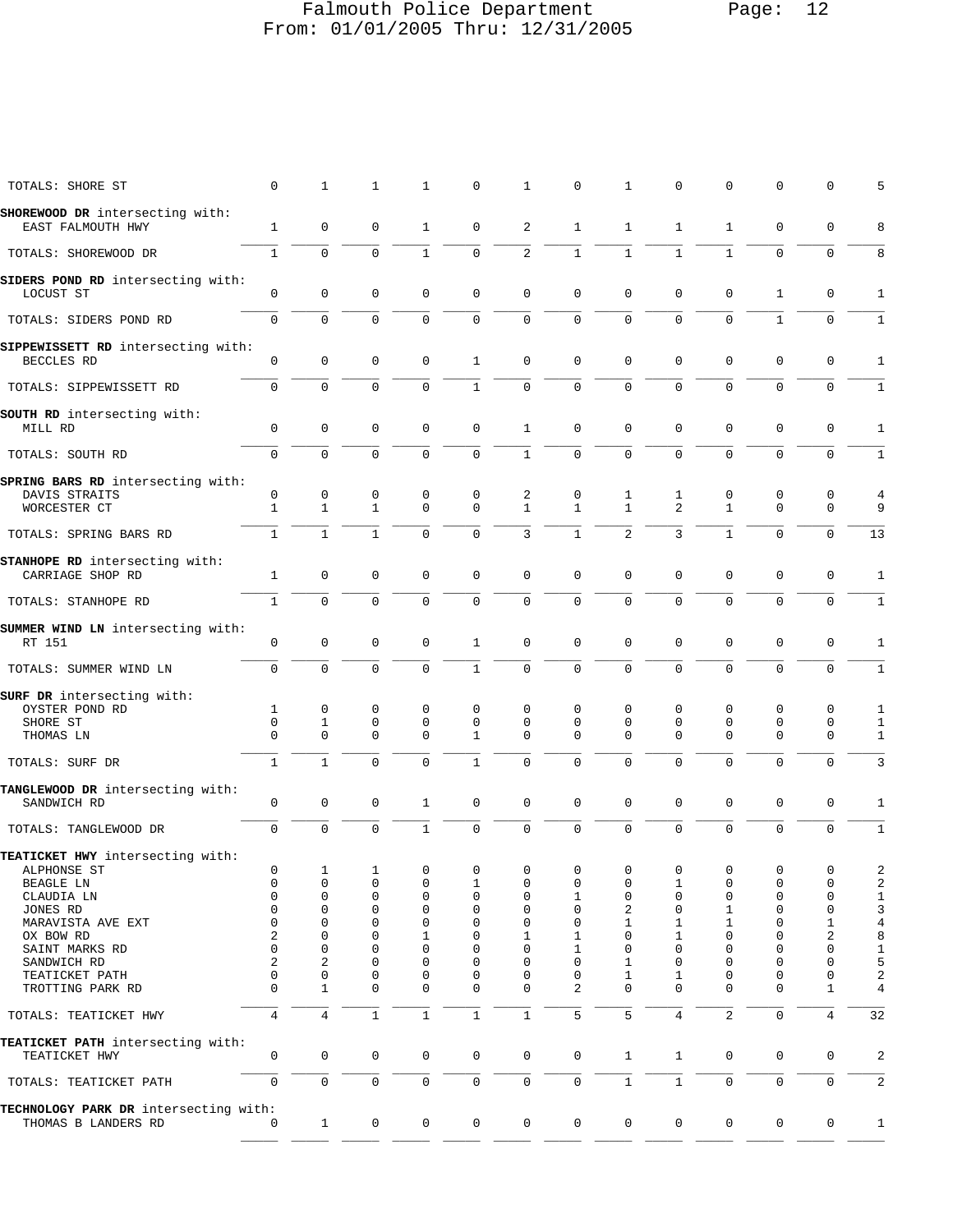| | | | | | | | | | | | | | |
|---|---|---|---|---|---|---|---|---|---|---|---|---|---|
| TOTALS: SHORE ST | 0 | 1 | 1 | 1 | 0 | 1 | 0 | 1 | 0 | 0 | 0 | 0 | 5 |
| **SHOREWOOD DR** intersecting with: | | | | | | | | | | | | | |
| EAST FALMOUTH HWY | 1 | 0 | 0 | 1 | 0 | 2 | 1 | 1 | 1 | 1 | 0 | 0 | 8 |
| TOTALS: SHOREWOOD DR | 1 | 0 | 0 | 1 | 0 | 2 | 1 | 1 | 1 | 1 | 0 | 0 | 8 |
| **SIDERS POND RD** intersecting with: | | | | | | | | | | | | | |
| LOCUST ST | 0 | 0 | 0 | 0 | 0 | 0 | 0 | 0 | 0 | 0 | 1 | 0 | 1 |
| TOTALS: SIDERS POND RD | 0 | 0 | 0 | 0 | 0 | 0 | 0 | 0 | 0 | 0 | 1 | 0 | 1 |
| **SIPPEWISSETT RD** intersecting with: | | | | | | | | | | | | | |
| BECCLES RD | 0 | 0 | 0 | 0 | 1 | 0 | 0 | 0 | 0 | 0 | 0 | 0 | 1 |
| TOTALS: SIPPEWISSETT RD | 0 | 0 | 0 | 0 | 1 | 0 | 0 | 0 | 0 | 0 | 0 | 0 | 1 |
| **SOUTH RD** intersecting with: | | | | | | | | | | | | | |
| MILL RD | 0 | 0 | 0 | 0 | 0 | 1 | 0 | 0 | 0 | 0 | 0 | 0 | 1 |
| TOTALS: SOUTH RD | 0 | 0 | 0 | 0 | 0 | 1 | 0 | 0 | 0 | 0 | 0 | 0 | 1 |
| **SPRING BARS RD** intersecting with: | | | | | | | | | | | | | |
| DAVIS STRAITS | 0 | 0 | 0 | 0 | 0 | 2 | 0 | 1 | 1 | 0 | 0 | 0 | 4 |
| WORCESTER CT | 1 | 1 | 1 | 0 | 0 | 1 | 1 | 1 | 2 | 1 | 0 | 0 | 9 |
| TOTALS: SPRING BARS RD | 1 | 1 | 1 | 0 | 0 | 3 | 1 | 2 | 3 | 1 | 0 | 0 | 13 |
| **STANHOPE RD** intersecting with: | | | | | | | | | | | | | |
| CARRIAGE SHOP RD | 1 | 0 | 0 | 0 | 0 | 0 | 0 | 0 | 0 | 0 | 0 | 0 | 1 |
| TOTALS: STANHOPE RD | 1 | 0 | 0 | 0 | 0 | 0 | 0 | 0 | 0 | 0 | 0 | 0 | 1 |
| **SUMMER WIND LN** intersecting with: | | | | | | | | | | | | | |
| RT 151 | 0 | 0 | 0 | 0 | 1 | 0 | 0 | 0 | 0 | 0 | 0 | 0 | 1 |
| TOTALS: SUMMER WIND LN | 0 | 0 | 0 | 0 | 1 | 0 | 0 | 0 | 0 | 0 | 0 | 0 | 1 |
| **SURF DR** intersecting with: | | | | | | | | | | | | | |
| OYSTER POND RD | 1 | 0 | 0 | 0 | 0 | 0 | 0 | 0 | 0 | 0 | 0 | 0 | 1 |
| SHORE ST | 0 | 1 | 0 | 0 | 0 | 0 | 0 | 0 | 0 | 0 | 0 | 0 | 1 |
| THOMAS LN | 0 | 0 | 0 | 0 | 1 | 0 | 0 | 0 | 0 | 0 | 0 | 0 | 1 |
| TOTALS: SURF DR | 1 | 1 | 0 | 0 | 1 | 0 | 0 | 0 | 0 | 0 | 0 | 0 | 3 |
| **TANGLEWOOD DR** intersecting with: | | | | | | | | | | | | | |
| SANDWICH RD | 0 | 0 | 0 | 1 | 0 | 0 | 0 | 0 | 0 | 0 | 0 | 0 | 1 |
| TOTALS: TANGLEWOOD DR | 0 | 0 | 0 | 1 | 0 | 0 | 0 | 0 | 0 | 0 | 0 | 0 | 1 |
| **TEATICKET HWY** intersecting with: | | | | | | | | | | | | | |
| ALPHONSE ST | 0 | 1 | 1 | 0 | 0 | 0 | 0 | 0 | 0 | 0 | 0 | 0 | 2 |
| BEAGLE LN | 0 | 0 | 0 | 0 | 1 | 0 | 0 | 0 | 1 | 0 | 0 | 0 | 2 |
| CLAUDIA LN | 0 | 0 | 0 | 0 | 0 | 0 | 1 | 0 | 0 | 0 | 0 | 0 | 1 |
| JONES RD | 0 | 0 | 0 | 0 | 0 | 0 | 0 | 2 | 0 | 1 | 0 | 0 | 3 |
| MARAVISTA AVE EXT | 0 | 0 | 0 | 0 | 0 | 0 | 0 | 1 | 1 | 1 | 0 | 1 | 4 |
| OX BOW RD | 2 | 0 | 0 | 1 | 0 | 1 | 1 | 0 | 1 | 0 | 0 | 2 | 8 |
| SAINT MARKS RD | 0 | 0 | 0 | 0 | 0 | 0 | 1 | 0 | 0 | 0 | 0 | 0 | 1 |
| SANDWICH RD | 2 | 2 | 0 | 0 | 0 | 0 | 0 | 1 | 0 | 0 | 0 | 0 | 5 |
| TEATICKET PATH | 0 | 0 | 0 | 0 | 0 | 0 | 0 | 1 | 1 | 0 | 0 | 0 | 2 |
| TROTTING PARK RD | 0 | 1 | 0 | 0 | 0 | 0 | 2 | 0 | 0 | 0 | 0 | 1 | 4 |
| TOTALS: TEATICKET HWY | 4 | 4 | 1 | 1 | 1 | 1 | 5 | 5 | 4 | 2 | 0 | 4 | 32 |
| **TEATICKET PATH** intersecting with: | | | | | | | | | | | | | |
| TEATICKET HWY | 0 | 0 | 0 | 0 | 0 | 0 | 0 | 1 | 1 | 0 | 0 | 0 | 2 |
| TOTALS: TEATICKET PATH | 0 | 0 | 0 | 0 | 0 | 0 | 0 | 1 | 1 | 0 | 0 | 0 | 2 |
| **TECHNOLOGY PARK DR** intersecting with: | | | | | | | | | | | | | |
| THOMAS B LANDERS RD | 0 | 1 | 0 | 0 | 0 | 0 | 0 | 0 | 0 | 0 | 0 | 0 | 1 |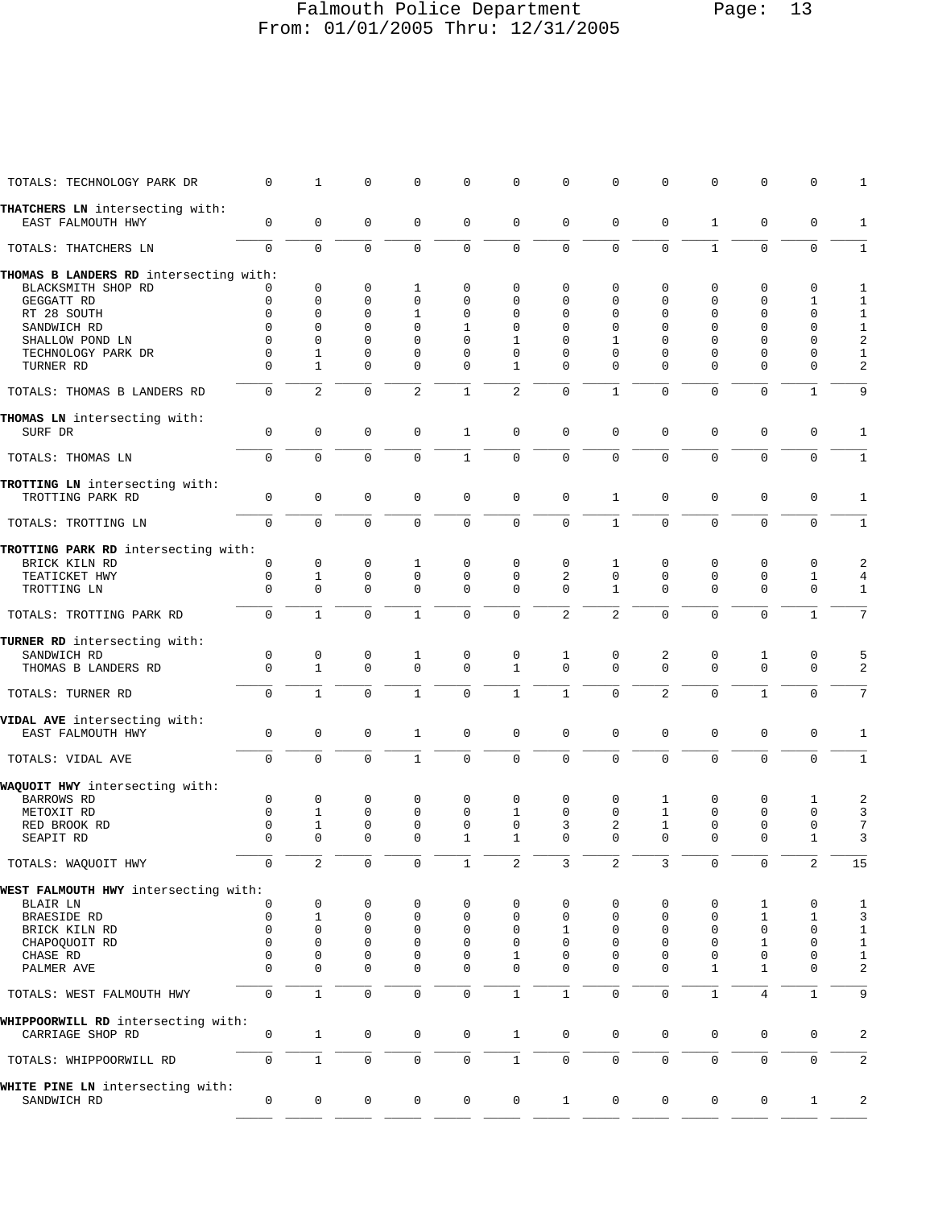Falmouth Police Department
From: 01/01/2005 Thru: 12/31/2005

| Street | | | | | | | | | | | | | Total |
|---|---|---|---|---|---|---|---|---|---|---|---|---|---|
| TOTALS: TECHNOLOGY PARK DR | 0 | 1 | 0 | 0 | 0 | 0 | 0 | 0 | 0 | 0 | 0 | 0 | 1 |
| **THATCHERS LN** intersecting with: | | | | | | | | | | | | | |
| EAST FALMOUTH HWY | 0 | 0 | 0 | 0 | 0 | 0 | 0 | 0 | 0 | 1 | 0 | 0 | 1 |
| TOTALS: THATCHERS LN | 0 | 0 | 0 | 0 | 0 | 0 | 0 | 0 | 0 | 1 | 0 | 0 | 1 |
| **THOMAS B LANDERS RD** intersecting with: | | | | | | | | | | | | | |
| BLACKSMITH SHOP RD | 0 | 0 | 0 | 1 | 0 | 0 | 0 | 0 | 0 | 0 | 0 | 0 | 1 |
| GEGGATT RD | 0 | 0 | 0 | 0 | 0 | 0 | 0 | 0 | 0 | 0 | 0 | 1 | 1 |
| RT 28 SOUTH | 0 | 0 | 0 | 1 | 0 | 0 | 0 | 0 | 0 | 0 | 0 | 0 | 1 |
| SANDWICH RD | 0 | 0 | 0 | 0 | 1 | 0 | 0 | 0 | 0 | 0 | 0 | 0 | 1 |
| SHALLOW POND LN | 0 | 0 | 0 | 0 | 0 | 1 | 0 | 1 | 0 | 0 | 0 | 0 | 2 |
| TECHNOLOGY PARK DR | 0 | 1 | 0 | 0 | 0 | 0 | 0 | 0 | 0 | 0 | 0 | 0 | 1 |
| TURNER RD | 0 | 1 | 0 | 0 | 0 | 1 | 0 | 0 | 0 | 0 | 0 | 0 | 2 |
| TOTALS: THOMAS B LANDERS RD | 0 | 2 | 0 | 2 | 1 | 2 | 0 | 1 | 0 | 0 | 0 | 1 | 9 |
| **THOMAS LN** intersecting with: | | | | | | | | | | | | | |
| SURF DR | 0 | 0 | 0 | 0 | 1 | 0 | 0 | 0 | 0 | 0 | 0 | 0 | 1 |
| TOTALS: THOMAS LN | 0 | 0 | 0 | 0 | 1 | 0 | 0 | 0 | 0 | 0 | 0 | 0 | 1 |
| **TROTTING LN** intersecting with: | | | | | | | | | | | | | |
| TROTTING PARK RD | 0 | 0 | 0 | 0 | 0 | 0 | 0 | 1 | 0 | 0 | 0 | 0 | 1 |
| TOTALS: TROTTING LN | 0 | 0 | 0 | 0 | 0 | 0 | 0 | 1 | 0 | 0 | 0 | 0 | 1 |
| **TROTTING PARK RD** intersecting with: | | | | | | | | | | | | | |
| BRICK KILN RD | 0 | 0 | 0 | 1 | 0 | 0 | 0 | 1 | 0 | 0 | 0 | 0 | 2 |
| TEATICKET HWY | 0 | 1 | 0 | 0 | 0 | 0 | 2 | 0 | 0 | 0 | 0 | 1 | 4 |
| TROTTING LN | 0 | 0 | 0 | 0 | 0 | 0 | 0 | 1 | 0 | 0 | 0 | 0 | 1 |
| TOTALS: TROTTING PARK RD | 0 | 1 | 0 | 1 | 0 | 0 | 2 | 2 | 0 | 0 | 0 | 1 | 7 |
| **TURNER RD** intersecting with: | | | | | | | | | | | | | |
| SANDWICH RD | 0 | 0 | 0 | 1 | 0 | 0 | 1 | 0 | 2 | 0 | 1 | 0 | 5 |
| THOMAS B LANDERS RD | 0 | 1 | 0 | 0 | 0 | 1 | 0 | 0 | 0 | 0 | 0 | 0 | 2 |
| TOTALS: TURNER RD | 0 | 1 | 0 | 1 | 0 | 1 | 1 | 0 | 2 | 0 | 1 | 0 | 7 |
| **VIDAL AVE** intersecting with: | | | | | | | | | | | | | |
| EAST FALMOUTH HWY | 0 | 0 | 0 | 1 | 0 | 0 | 0 | 0 | 0 | 0 | 0 | 0 | 1 |
| TOTALS: VIDAL AVE | 0 | 0 | 0 | 1 | 0 | 0 | 0 | 0 | 0 | 0 | 0 | 0 | 1 |
| **WAQUOIT HWY** intersecting with: | | | | | | | | | | | | | |
| BARROWS RD | 0 | 0 | 0 | 0 | 0 | 0 | 0 | 0 | 1 | 0 | 0 | 1 | 2 |
| METOXIT RD | 0 | 1 | 0 | 0 | 0 | 1 | 0 | 0 | 1 | 0 | 0 | 0 | 3 |
| RED BROOK RD | 0 | 1 | 0 | 0 | 0 | 0 | 3 | 2 | 1 | 0 | 0 | 0 | 7 |
| SEAPIT RD | 0 | 0 | 0 | 0 | 1 | 1 | 0 | 0 | 0 | 0 | 0 | 1 | 3 |
| TOTALS: WAQUOIT HWY | 0 | 2 | 0 | 0 | 1 | 2 | 3 | 2 | 3 | 0 | 0 | 2 | 15 |
| **WEST FALMOUTH HWY** intersecting with: | | | | | | | | | | | | | |
| BLAIR LN | 0 | 0 | 0 | 0 | 0 | 0 | 0 | 0 | 0 | 0 | 1 | 0 | 1 |
| BRAESIDE RD | 0 | 1 | 0 | 0 | 0 | 0 | 0 | 0 | 0 | 0 | 1 | 1 | 3 |
| BRICK KILN RD | 0 | 0 | 0 | 0 | 0 | 0 | 1 | 0 | 0 | 0 | 0 | 0 | 1 |
| CHAPOQUOIT RD | 0 | 0 | 0 | 0 | 0 | 0 | 0 | 0 | 0 | 0 | 1 | 0 | 1 |
| CHASE RD | 0 | 0 | 0 | 0 | 0 | 1 | 0 | 0 | 0 | 0 | 0 | 0 | 1 |
| PALMER AVE | 0 | 0 | 0 | 0 | 0 | 0 | 0 | 0 | 0 | 1 | 1 | 0 | 2 |
| TOTALS: WEST FALMOUTH HWY | 0 | 1 | 0 | 0 | 0 | 1 | 1 | 0 | 0 | 1 | 4 | 1 | 9 |
| **WHIPPOORWILL RD** intersecting with: | | | | | | | | | | | | | |
| CARRIAGE SHOP RD | 0 | 1 | 0 | 0 | 0 | 1 | 0 | 0 | 0 | 0 | 0 | 0 | 2 |
| TOTALS: WHIPPOORWILL RD | 0 | 1 | 0 | 0 | 0 | 1 | 0 | 0 | 0 | 0 | 0 | 0 | 2 |
| **WHITE PINE LN** intersecting with: | | | | | | | | | | | | | |
| SANDWICH RD | 0 | 0 | 0 | 0 | 0 | 0 | 1 | 0 | 0 | 0 | 0 | 1 | 2 |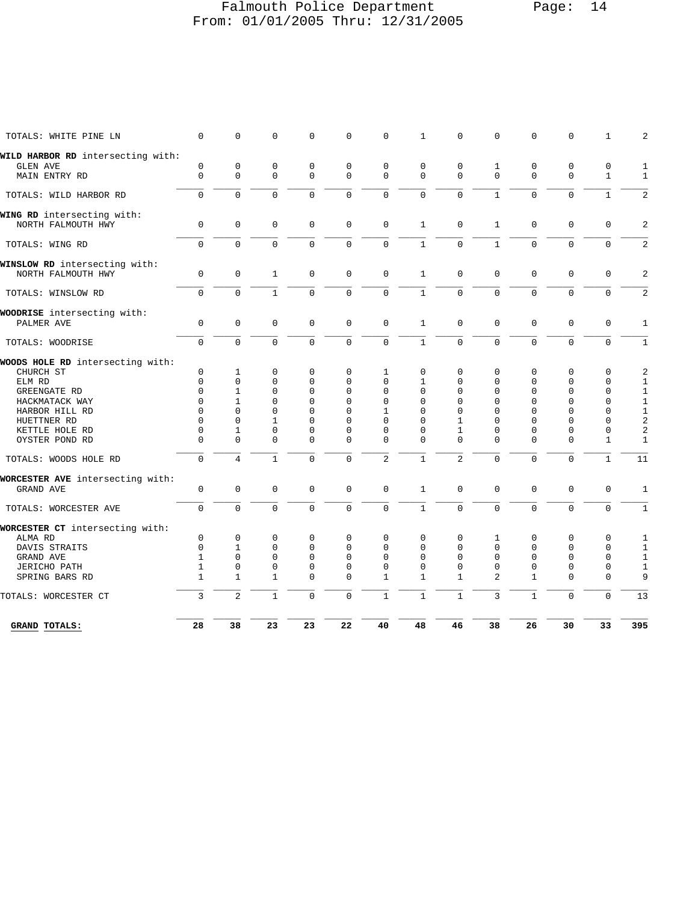| | | | | | | | | | | | | | |
|---|---|---|---|---|---|---|---|---|---|---|---|---|---|
| TOTALS: WHITE PINE LN | 0 | 0 | 0 | 0 | 0 | 0 | 1 | 0 | 0 | 0 | 0 | 1 | 2 |
| **WILD HARBOR RD** intersecting with: | | | | | | | | | | | | | |
| GLEN AVE | 0 | 0 | 0 | 0 | 0 | 0 | 0 | 0 | 1 | 0 | 0 | 0 | 1 |
| MAIN ENTRY RD | 0 | 0 | 0 | 0 | 0 | 0 | 0 | 0 | 0 | 0 | 0 | 1 | 1 |
| TOTALS: WILD HARBOR RD | 0 | 0 | 0 | 0 | 0 | 0 | 0 | 0 | 1 | 0 | 0 | 1 | 2 |
| **WING RD** intersecting with: | | | | | | | | | | | | | |
| NORTH FALMOUTH HWY | 0 | 0 | 0 | 0 | 0 | 0 | 1 | 0 | 1 | 0 | 0 | 0 | 2 |
| TOTALS: WING RD | 0 | 0 | 0 | 0 | 0 | 0 | 1 | 0 | 1 | 0 | 0 | 0 | 2 |
| **WINSLOW RD** intersecting with: | | | | | | | | | | | | | |
| NORTH FALMOUTH HWY | 0 | 0 | 1 | 0 | 0 | 0 | 1 | 0 | 0 | 0 | 0 | 0 | 2 |
| TOTALS: WINSLOW RD | 0 | 0 | 1 | 0 | 0 | 0 | 1 | 0 | 0 | 0 | 0 | 0 | 2 |
| **WOODRISE** intersecting with: | | | | | | | | | | | | | |
| PALMER AVE | 0 | 0 | 0 | 0 | 0 | 0 | 1 | 0 | 0 | 0 | 0 | 0 | 1 |
| TOTALS: WOODRISE | 0 | 0 | 0 | 0 | 0 | 0 | 1 | 0 | 0 | 0 | 0 | 0 | 1 |
| **WOODS HOLE RD** intersecting with: | | | | | | | | | | | | | |
| CHURCH ST | 0 | 1 | 0 | 0 | 0 | 1 | 0 | 0 | 0 | 0 | 0 | 0 | 2 |
| ELM RD | 0 | 0 | 0 | 0 | 0 | 0 | 1 | 0 | 0 | 0 | 0 | 0 | 1 |
| GREENGATE RD | 0 | 1 | 0 | 0 | 0 | 0 | 0 | 0 | 0 | 0 | 0 | 0 | 1 |
| HACKMATACK WAY | 0 | 1 | 0 | 0 | 0 | 0 | 0 | 0 | 0 | 0 | 0 | 0 | 1 |
| HARBOR HILL RD | 0 | 0 | 0 | 0 | 0 | 1 | 0 | 0 | 0 | 0 | 0 | 0 | 1 |
| HUETTNER RD | 0 | 0 | 1 | 0 | 0 | 0 | 0 | 1 | 0 | 0 | 0 | 0 | 2 |
| KETTLE HOLE RD | 0 | 1 | 0 | 0 | 0 | 0 | 0 | 1 | 0 | 0 | 0 | 0 | 2 |
| OYSTER POND RD | 0 | 0 | 0 | 0 | 0 | 0 | 0 | 0 | 0 | 0 | 0 | 1 | 1 |
| TOTALS: WOODS HOLE RD | 0 | 4 | 1 | 0 | 0 | 2 | 1 | 2 | 0 | 0 | 0 | 1 | 11 |
| **WORCESTER AVE** intersecting with: | | | | | | | | | | | | | |
| GRAND AVE | 0 | 0 | 0 | 0 | 0 | 0 | 1 | 0 | 0 | 0 | 0 | 0 | 1 |
| TOTALS: WORCESTER AVE | 0 | 0 | 0 | 0 | 0 | 0 | 1 | 0 | 0 | 0 | 0 | 0 | 1 |
| **WORCESTER CT** intersecting with: | | | | | | | | | | | | | |
| ALMA RD | 0 | 0 | 0 | 0 | 0 | 0 | 0 | 0 | 1 | 0 | 0 | 0 | 1 |
| DAVIS STRAITS | 0 | 1 | 0 | 0 | 0 | 0 | 0 | 0 | 0 | 0 | 0 | 0 | 1 |
| GRAND AVE | 1 | 0 | 0 | 0 | 0 | 0 | 0 | 0 | 0 | 0 | 0 | 0 | 1 |
| JERICHO PATH | 1 | 0 | 0 | 0 | 0 | 0 | 0 | 0 | 0 | 0 | 0 | 0 | 1 |
| SPRING BARS RD | 1 | 1 | 1 | 0 | 0 | 1 | 1 | 1 | 2 | 1 | 0 | 0 | 9 |
| TOTALS: WORCESTER CT | 3 | 2 | 1 | 0 | 0 | 1 | 1 | 1 | 3 | 1 | 0 | 0 | 13 |
| **GRAND TOTALS:** | **28** | **38** | **23** | **23** | **22** | **40** | **48** | **46** | **38** | **26** | **30** | **33** | **395** |